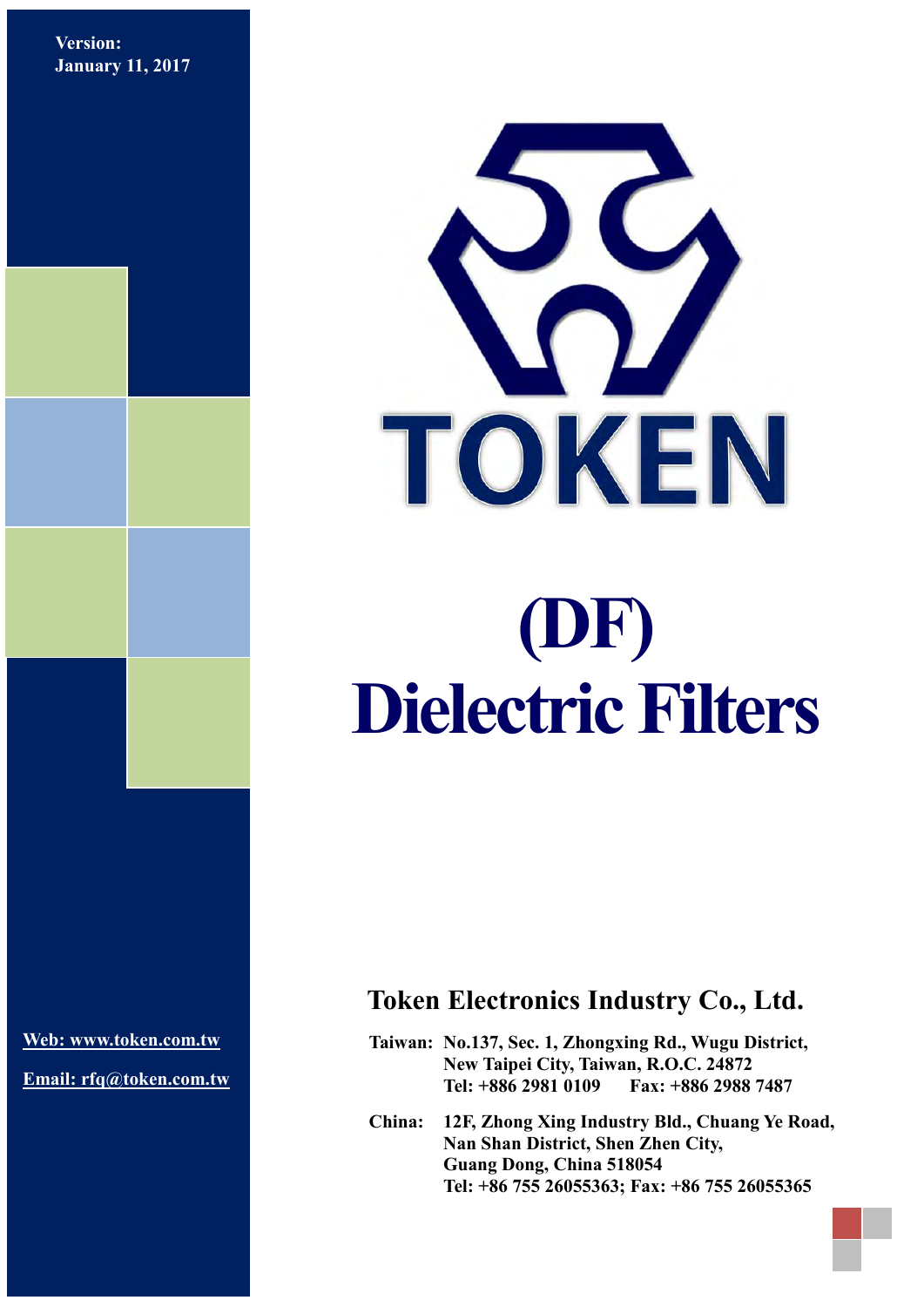Version:
January 11, 2017

TOKEN

# (DF) Dielectric Filters

## Token Electronics Industry Co., Ltd.

Web: www.token.com.tw

Email: rfq@token.com.tw

**Taiwan:** No.137, Sec. 1, Zhongxing Rd., Wugu District,
New Taipei City, Taiwan, R.O.C. 24872
Tel: +886 2981 0109 Fax: +886 2988 7487

**China:** 12F, Zhong Xing Industry Bld., Chuang Ye Road,
Nan Shan District, Shen Zhen City,
Guang Dong, China 518054
Tel: +86 755 26055363; Fax: +86 755 26055365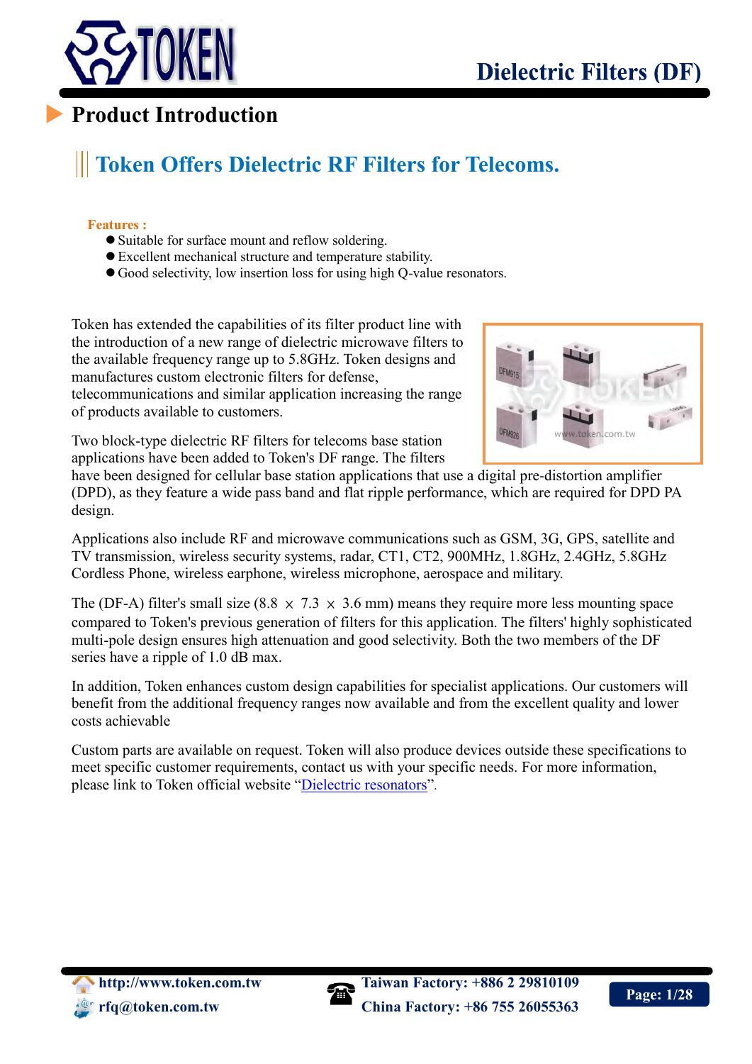## Product Introduction

### Token Offers Dielectric RF Filters for Telecoms.

**Features :**

- Suitable for surface mount and reflow soldering.
- Excellent mechanical structure and temperature stability.
- Good selectivity, low insertion loss for using high Q-value resonators.

Token has extended the capabilities of its filter product line with the introduction of a new range of dielectric microwave filters to the available frequency range up to 5.8GHz. Token designs and manufactures custom electronic filters for defense, telecommunications and similar application increasing the range of products available to customers.

Two block-type dielectric RF filters for telecoms base station applications have been added to Token's DF range. The filters have been designed for cellular base station applications that use a digital pre-distortion amplifier (DPD), as they feature a wide pass band and flat ripple performance, which are required for DPD PA design.

Applications also include RF and microwave communications such as GSM, 3G, GPS, satellite and TV transmission, wireless security systems, radar, CT1, CT2, 900MHz, 1.8GHz, 2.4GHz, 5.8GHz Cordless Phone, wireless earphone, wireless microphone, aerospace and military.

The (DF-A) filter's small size (8.8 × 7.3 × 3.6 mm) means they require more less mounting space compared to Token's previous generation of filters for this application. The filters' highly sophisticated multi-pole design ensures high attenuation and good selectivity. Both the two members of the DF series have a ripple of 1.0 dB max.

In addition, Token enhances custom design capabilities for specialist applications. Our customers will benefit from the additional frequency ranges now available and from the excellent quality and lower costs achievable

Custom parts are available on request. Token will also produce devices outside these specifications to meet specific customer requirements, contact us with your specific needs. For more information, please link to Token official website "Dielectric resonators".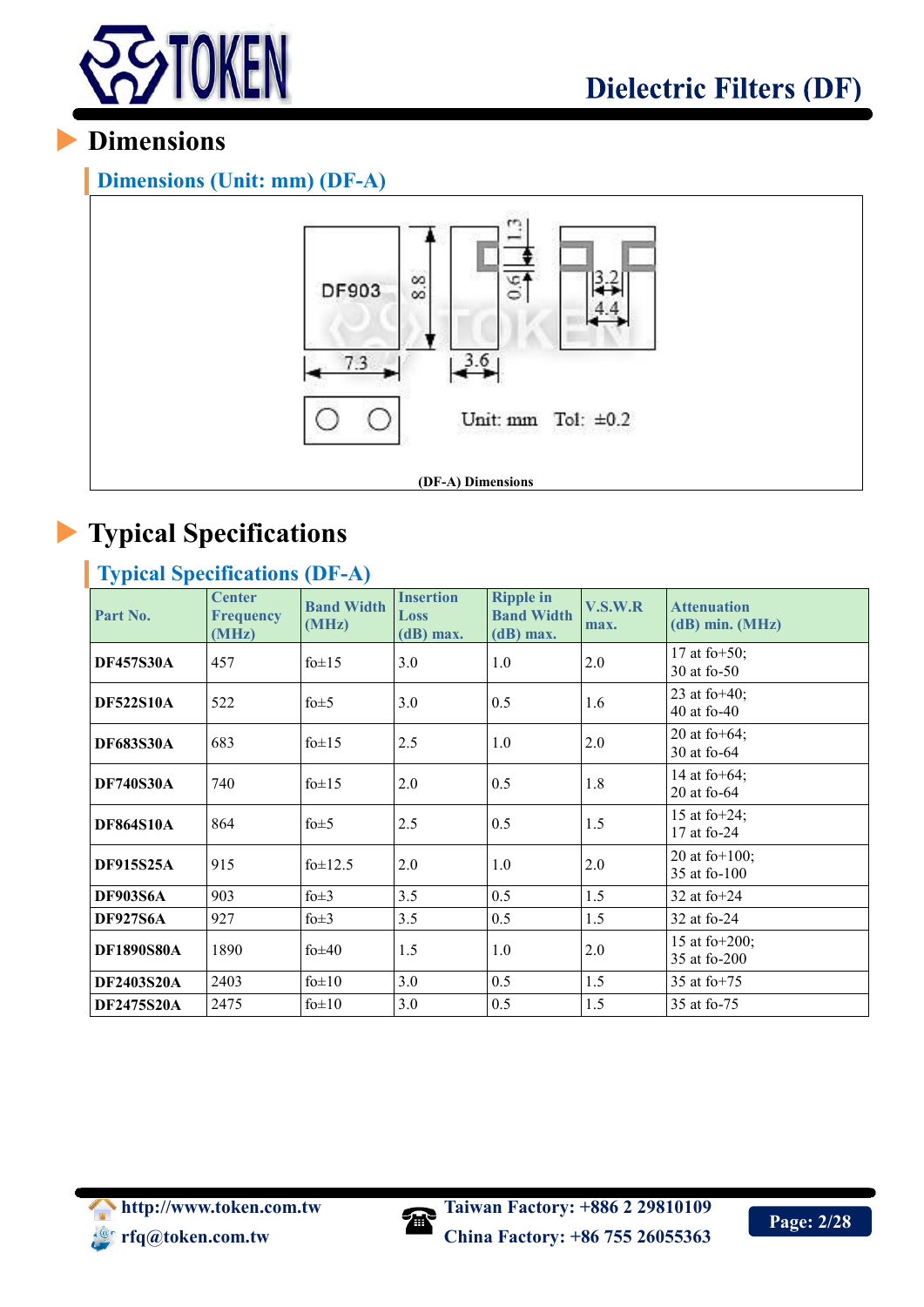## Dimensions

### Dimensions (Unit: mm) (DF-A)

DF903

8.8

7.3

3.6

1.3

0.6

3.2

4.4

Unit: mm Tol: ±0.2

(DF-A) Dimensions

## Typical Specifications

### Typical Specifications (DF-A)

| Part No. | Center Frequency (MHz) | Band Width (MHz) | Insertion Loss (dB) max. | Ripple in Band Width (dB) max. | V.S.W.R max. | Attenuation (dB) min. (MHz) |
|---|---|---|---|---|---|---|
| **DF457S30A** | 457 | fo±15 | 3.0 | 1.0 | 2.0 | 17 at fo+50; 30 at fo-50 |
| **DF522S10A** | 522 | fo±5 | 3.0 | 0.5 | 1.6 | 23 at fo+40; 40 at fo-40 |
| **DF683S30A** | 683 | fo±15 | 2.5 | 1.0 | 2.0 | 20 at fo+64; 30 at fo-64 |
| **DF740S30A** | 740 | fo±15 | 2.0 | 0.5 | 1.8 | 14 at fo+64; 20 at fo-64 |
| **DF864S10A** | 864 | fo±5 | 2.5 | 0.5 | 1.5 | 15 at fo+24; 17 at fo-24 |
| **DF915S25A** | 915 | fo±12.5 | 2.0 | 1.0 | 2.0 | 20 at fo+100; 35 at fo-100 |
| **DF903S6A** | 903 | fo±3 | 3.5 | 0.5 | 1.5 | 32 at fo+24 |
| **DF927S6A** | 927 | fo±3 | 3.5 | 0.5 | 1.5 | 32 at fo-24 |
| **DF1890S80A** | 1890 | fo±40 | 1.5 | 1.0 | 2.0 | 15 at fo+200; 35 at fo-200 |
| **DF2403S20A** | 2403 | fo±10 | 3.0 | 0.5 | 1.5 | 35 at fo+75 |
| **DF2475S20A** | 2475 | fo±10 | 3.0 | 0.5 | 1.5 | 35 at fo-75 |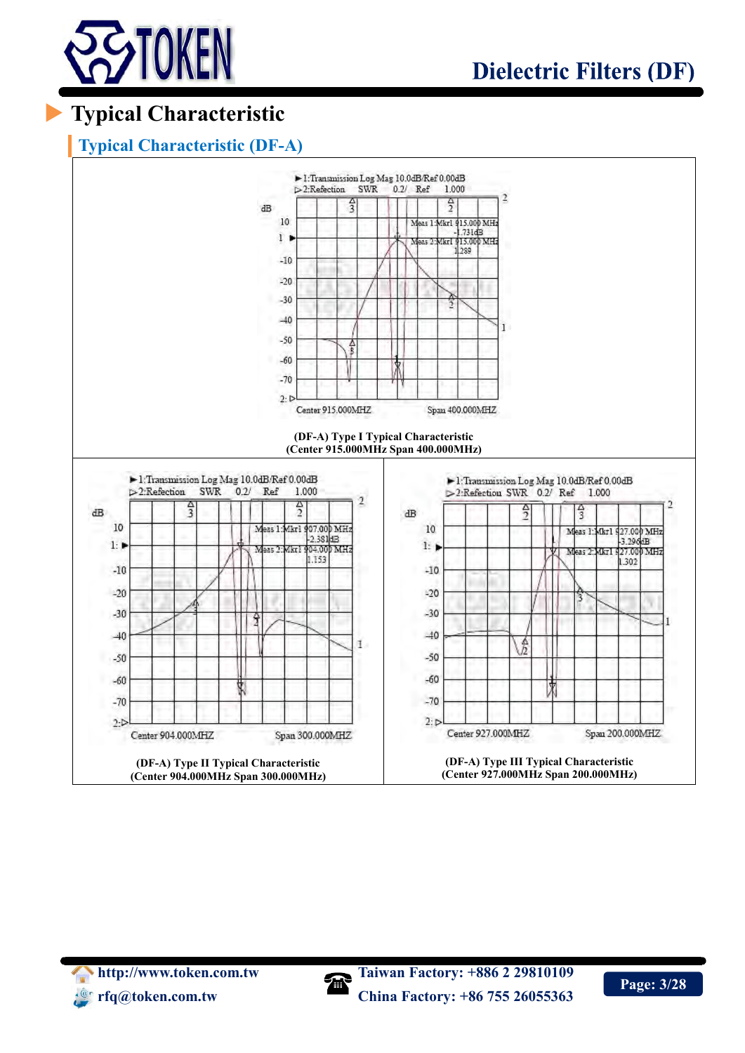# Typical Characteristic

## Typical Characteristic (DF-A)

▶1:Transmission Log Mag 10.0dB/Ref 0.00dB
▷2:Refection SWR 0.2/ Ref 1.000

Meas 1:Mkr1 915.000 MHz -1.731dB
Meas 2:Mkr1 915.000 MHz 1.289

Center 915.000MHZ Span 400.000MHZ

**(DF-A) Type I Typical Characteristic**
**(Center 915.000MHz Span 400.000MHz)**

▶1:Transmission Log Mag 10.0dB/Ref 0.00dB
▷2:Refection SWR 0.2/ Ref 1.000

Meas 1:Mkr1 907.000 MHz -2.381dB
Meas 2:Mkr1 904.000 MHz 1.153

Center 904.000MHZ Span 300.000MHZ

**(DF-A) Type II Typical Characteristic**
**(Center 904.000MHz Span 300.000MHz)**

▶1:Transmission Log Mag 10.0dB/Ref 0.00dB
▷2:Refection SWR 0.2/ Ref 1.000

Meas 1:Mkr1 927.000 MHz -3.296dB
Meas 2:Mkr1 927.000 MHz 1.302

Center 927.000MHZ Span 200.000MHZ

**(DF-A) Type III Typical Characteristic**
**(Center 927.000MHz Span 200.000MHz)**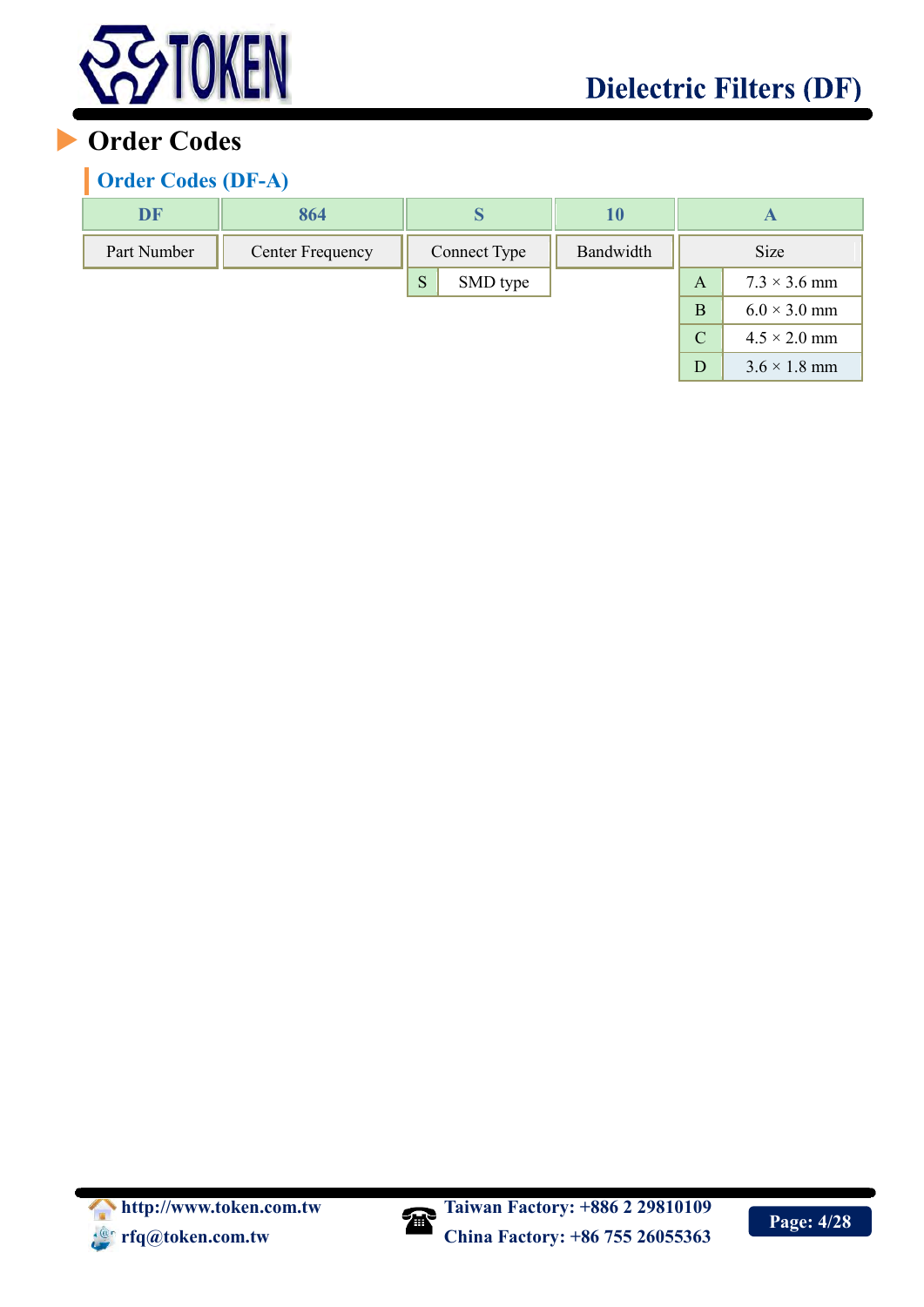## Order Codes

### Order Codes (DF-A)

| DF | 864 | S | 10 | A |
|---|---|---|---|---|
| Part Number | Center Frequency | Connect Type | Bandwidth | Size |
| | | S: SMD type | | A: 7.3 × 3.6 mm |
| | | | | B: 6.0 × 3.0 mm |
| | | | | C: 4.5 × 2.0 mm |
| | | | | D: 3.6 × 1.8 mm |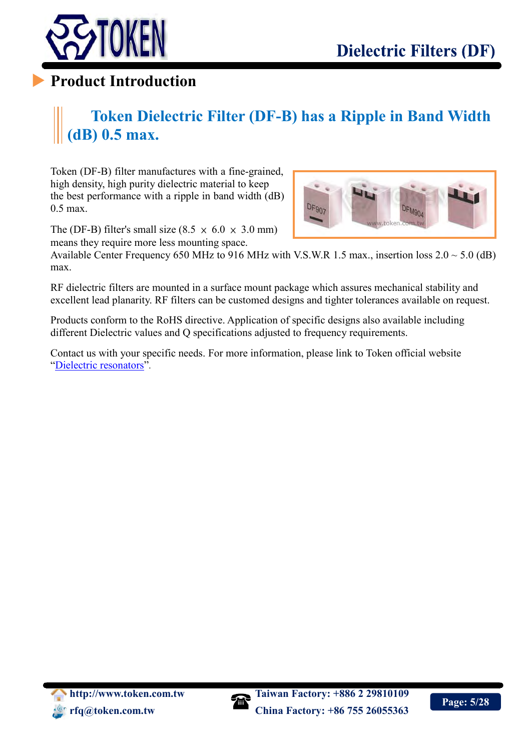## Product Introduction

### Token Dielectric Filter (DF-B) has a Ripple in Band Width (dB) 0.5 max.

Token (DF-B) filter manufactures with a fine-grained, high density, high purity dielectric material to keep the best performance with a ripple in band width (dB) 0.5 max.

The (DF-B) filter's small size (8.5 × 6.0 × 3.0 mm) means they require more less mounting space.
Available Center Frequency 650 MHz to 916 MHz with V.S.W.R 1.5 max., insertion loss 2.0 ~ 5.0 (dB) max.

RF dielectric filters are mounted in a surface mount package which assures mechanical stability and excellent lead planarity. RF filters can be customed designs and tighter tolerances available on request.

Products conform to the RoHS directive. Application of specific designs also available including different Dielectric values and Q specifications adjusted to frequency requirements.

Contact us with your specific needs. For more information, please link to Token official website "Dielectric resonators".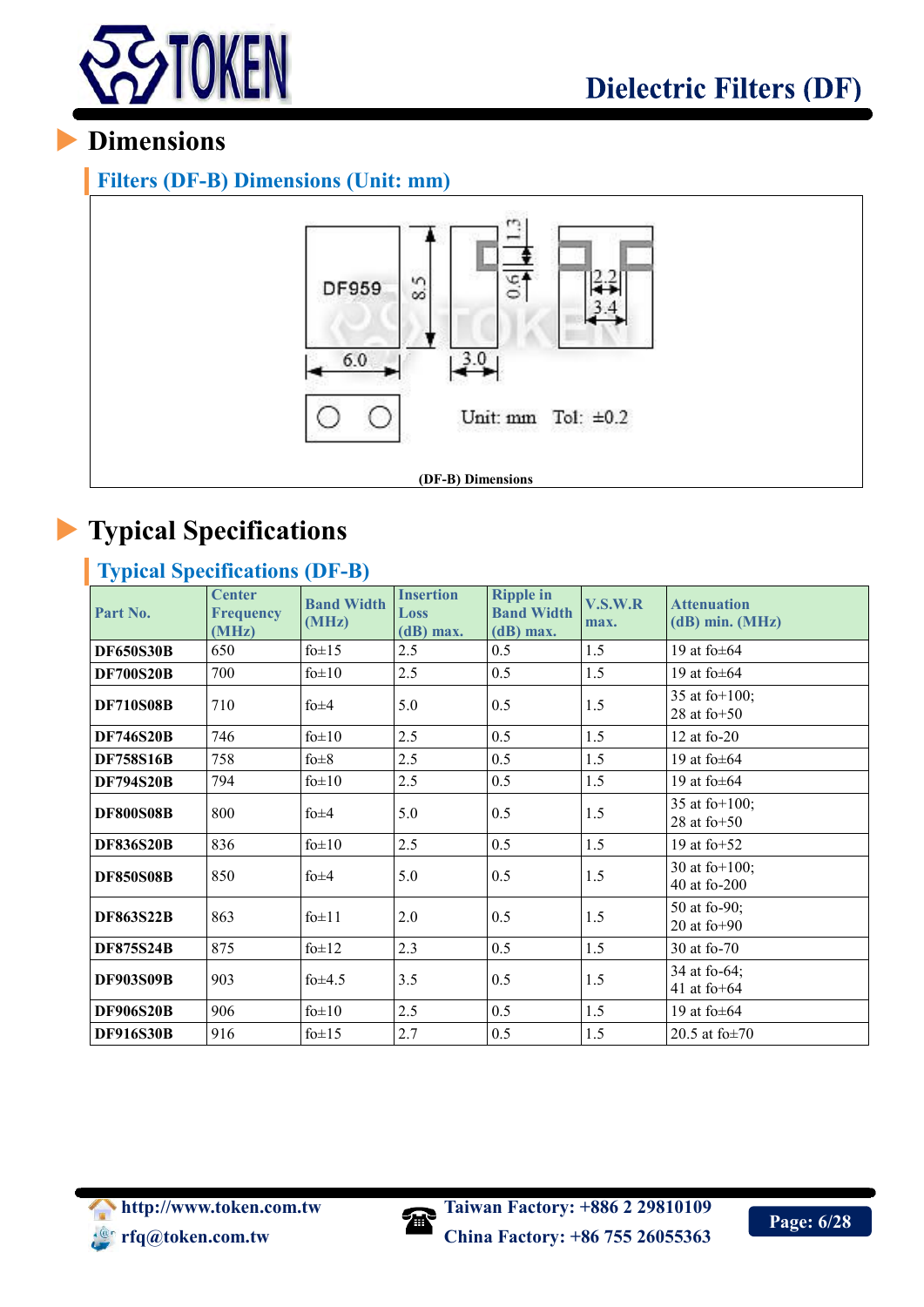# Dielectric Filters (DF)

## Dimensions

### Filters (DF-B) Dimensions (Unit: mm)

DF959

8.5

6.0

3.0

1.3

0.6

2.2

3.4

Unit: mm Tol: ±0.2

(DF-B) Dimensions

## Typical Specifications

### Typical Specifications (DF-B)

| Part No. | Center Frequency (MHz) | Band Width (MHz) | Insertion Loss (dB) max. | Ripple in Band Width (dB) max. | V.S.W.R max. | Attenuation (dB) min. (MHz) |
|---|---|---|---|---|---|---|
| **DF650S30B** | 650 | fo±15 | 2.5 | 0.5 | 1.5 | 19 at fo±64 |
| **DF700S20B** | 700 | fo±10 | 2.5 | 0.5 | 1.5 | 19 at fo±64 |
| **DF710S08B** | 710 | fo±4 | 5.0 | 0.5 | 1.5 | 35 at fo+100; 28 at fo+50 |
| **DF746S20B** | 746 | fo±10 | 2.5 | 0.5 | 1.5 | 12 at fo-20 |
| **DF758S16B** | 758 | fo±8 | 2.5 | 0.5 | 1.5 | 19 at fo±64 |
| **DF794S20B** | 794 | fo±10 | 2.5 | 0.5 | 1.5 | 19 at fo±64 |
| **DF800S08B** | 800 | fo±4 | 5.0 | 0.5 | 1.5 | 35 at fo+100; 28 at fo+50 |
| **DF836S20B** | 836 | fo±10 | 2.5 | 0.5 | 1.5 | 19 at fo+52 |
| **DF850S08B** | 850 | fo±4 | 5.0 | 0.5 | 1.5 | 30 at fo+100; 40 at fo-200 |
| **DF863S22B** | 863 | fo±11 | 2.0 | 0.5 | 1.5 | 50 at fo-90; 20 at fo+90 |
| **DF875S24B** | 875 | fo±12 | 2.3 | 0.5 | 1.5 | 30 at fo-70 |
| **DF903S09B** | 903 | fo±4.5 | 3.5 | 0.5 | 1.5 | 34 at fo-64; 41 at fo+64 |
| **DF906S20B** | 906 | fo±10 | 2.5 | 0.5 | 1.5 | 19 at fo±64 |
| **DF916S30B** | 916 | fo±15 | 2.7 | 0.5 | 1.5 | 20.5 at fo±70 |

http://www.token.com.tw
rfq@token.com.tw
Taiwan Factory: +886 2 29810109
China Factory: +86 755 26055363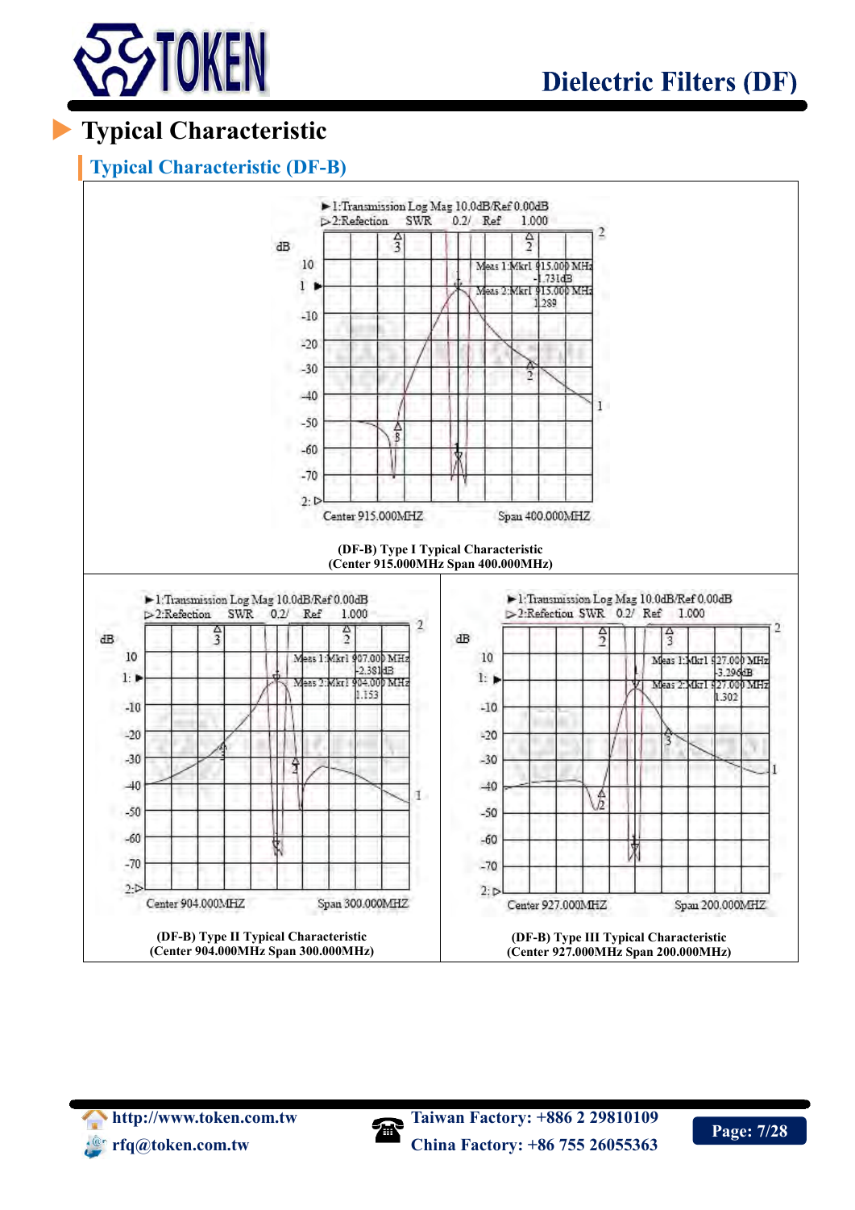# Typical Characteristic

## Typical Characteristic (DF-B)

▶1:Transmission Log Mag 10.0dB/Ref 0.00dB
▷2:Refection SWR 0.2/ Ref 1.000

Meas 1:Mkrl 915.000 MHz -1.731dB
Meas 2:Mkrl 915.000 MHz 1.289

Center 915.000MHZ Span 400.000MHZ

**(DF-B) Type I Typical Characteristic**
**(Center 915.000MHz Span 400.000MHz)**

▶1:Transmission Log Mag 10.0dB/Ref 0.00dB
▷2:Refection SWR 0.2/ Ref 1.000

Meas 1:Mkrl 907.000 MHz -2.381dB
Meas 2:Mkrl 904.000 MHz 1.153

Center 904.000MHZ Span 300.000MHZ

**(DF-B) Type II Typical Characteristic**
**(Center 904.000MHz Span 300.000MHz)**

▶1:Transmission Log Mag 10.0dB/Ref 0.00dB
▷2:Refection SWR 0.2/ Ref 1.000

Meas 1:Mkrl 927.000 MHz -3.296dB
Meas 2:Mkrl 927.000 MHz 1.302

Center 927.000MHZ Span 200.000MHZ

**(DF-B) Type III Typical Characteristic**
**(Center 927.000MHz Span 200.000MHz)**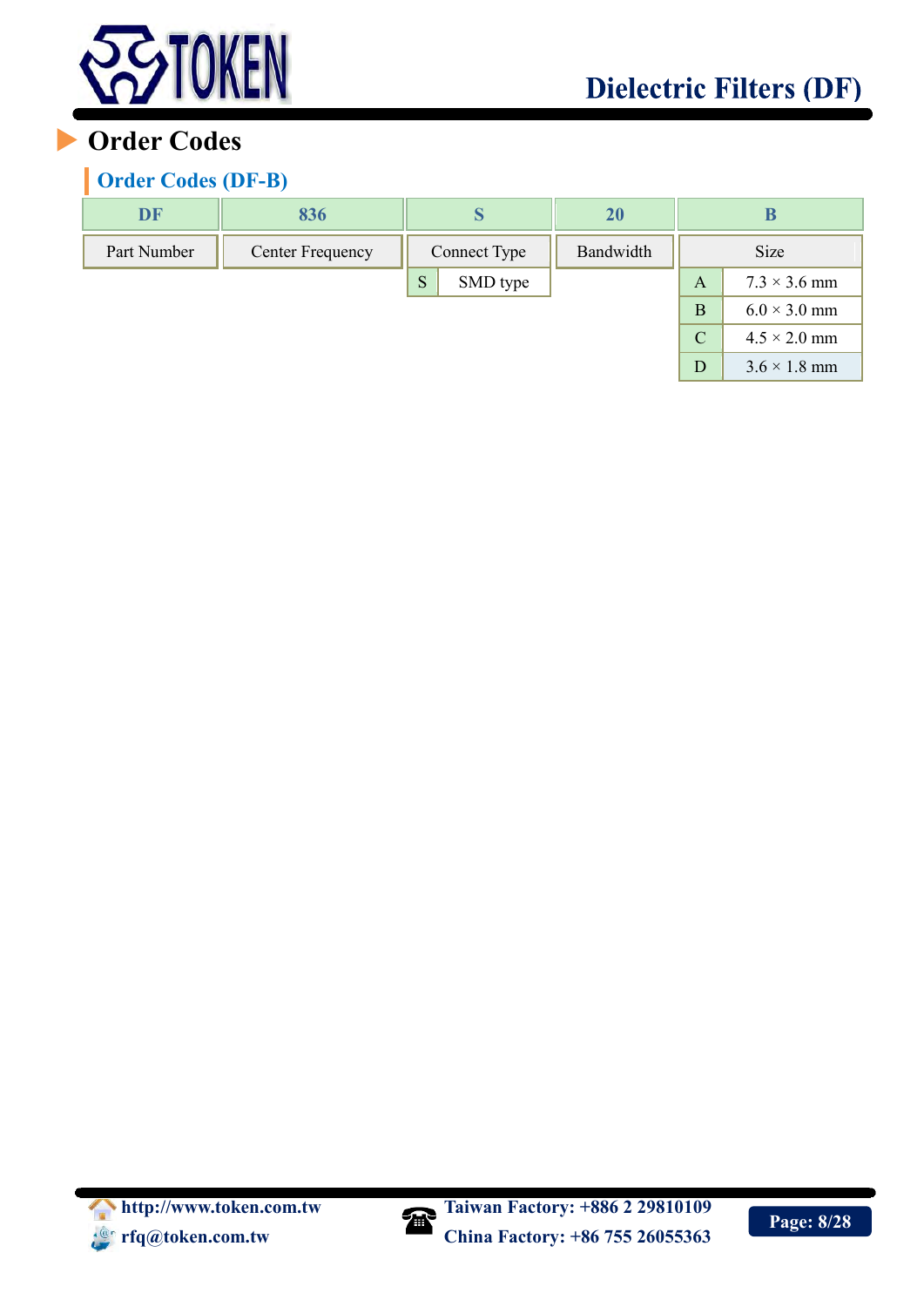## Order Codes

### Order Codes (DF-B)

| DF | 836 | S | | 20 | B | |
|---|---|---|---|---|---|---|
| Part Number | Center Frequency | Connect Type | | Bandwidth | Size | |
| | | S | SMD type | | A | 7.3 × 3.6 mm |
| | | | | | B | 6.0 × 3.0 mm |
| | | | | | C | 4.5 × 2.0 mm |
| | | | | | D | 3.6 × 1.8 mm |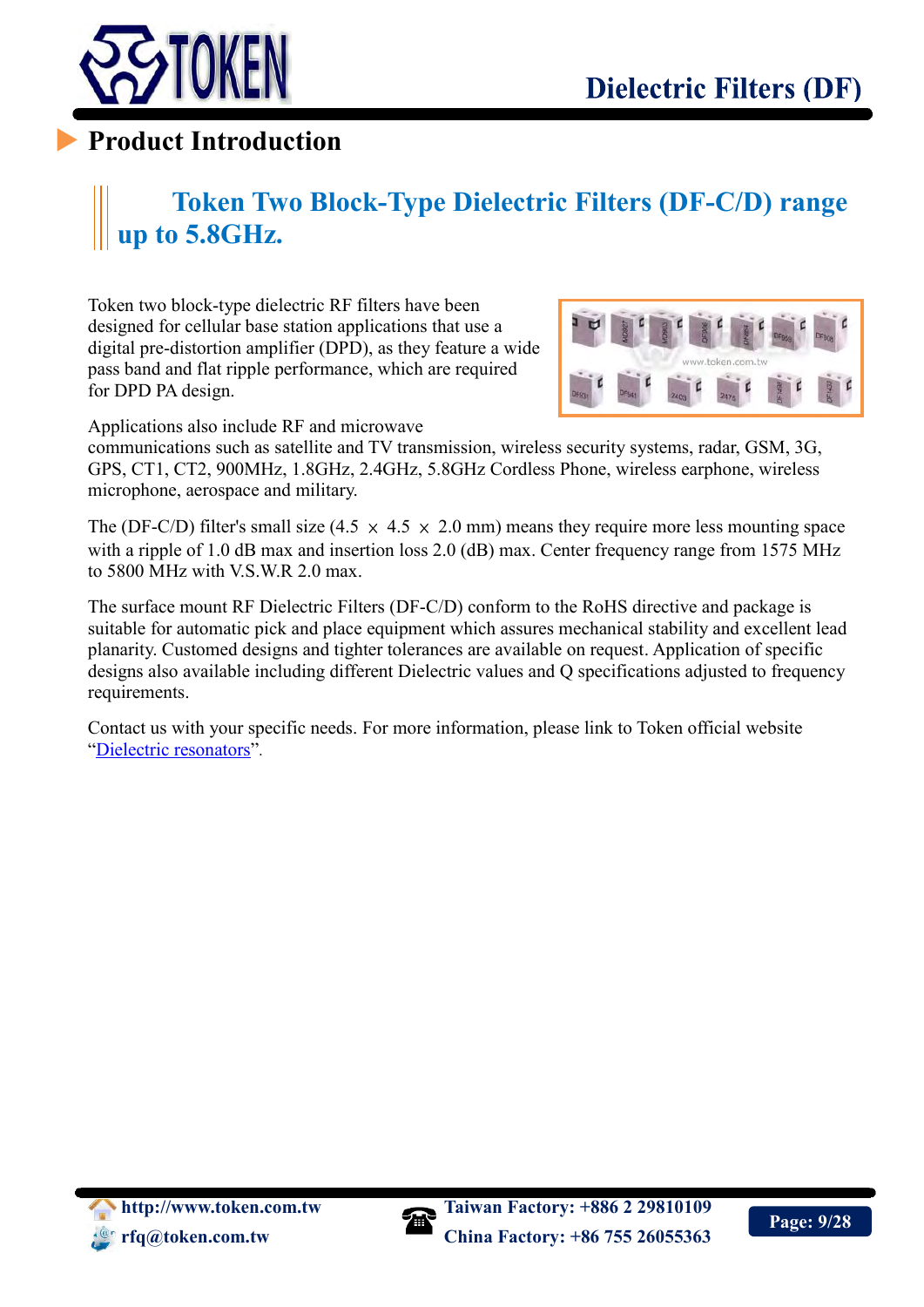## Product Introduction

### Token Two Block-Type Dielectric Filters (DF-C/D) range up to 5.8GHz.

Token two block-type dielectric RF filters have been designed for cellular base station applications that use a digital pre-distortion amplifier (DPD), as they feature a wide pass band and flat ripple performance, which are required for DPD PA design.

Applications also include RF and microwave communications such as satellite and TV transmission, wireless security systems, radar, GSM, 3G, GPS, CT1, CT2, 900MHz, 1.8GHz, 2.4GHz, 5.8GHz Cordless Phone, wireless earphone, wireless microphone, aerospace and military.

The (DF-C/D) filter's small size (4.5 × 4.5 × 2.0 mm) means they require more less mounting space with a ripple of 1.0 dB max and insertion loss 2.0 (dB) max. Center frequency range from 1575 MHz to 5800 MHz with V.S.W.R 2.0 max.

The surface mount RF Dielectric Filters (DF-C/D) conform to the RoHS directive and package is suitable for automatic pick and place equipment which assures mechanical stability and excellent lead planarity. Customed designs and tighter tolerances are available on request. Application of specific designs also available including different Dielectric values and Q specifications adjusted to frequency requirements.

Contact us with your specific needs. For more information, please link to Token official website "Dielectric resonators".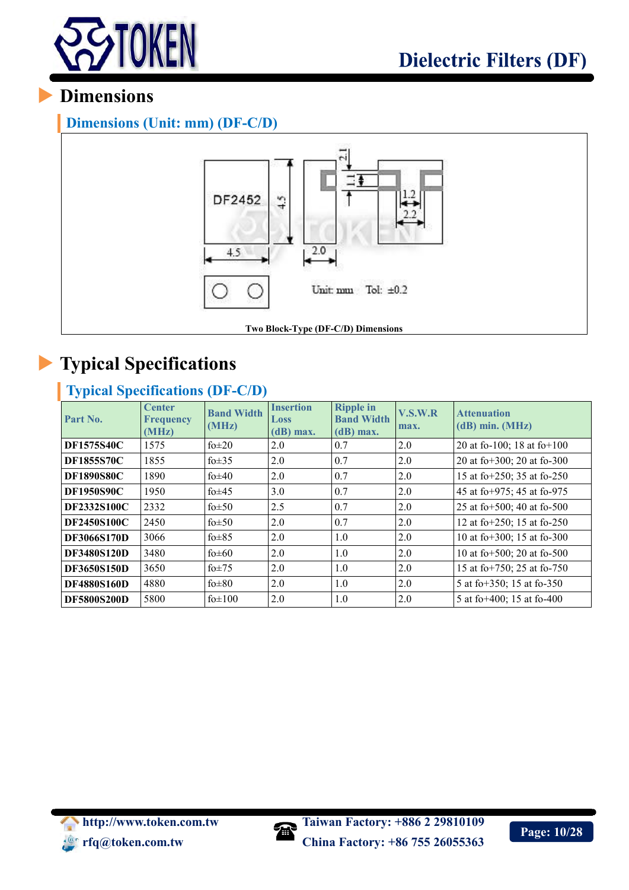# Dielectric Filters (DF)

## Dimensions

### Dimensions (Unit: mm) (DF-C/D)

Two Block-Type (DF-C/D) Dimensions

## Typical Specifications

### Typical Specifications (DF-C/D)

| Part No. | Center Frequency (MHz) | Band Width (MHz) | Insertion Loss (dB) max. | Ripple in Band Width (dB) max. | V.S.W.R max. | Attenuation (dB) min. (MHz) |
|---|---|---|---|---|---|---|
| **DF1575S40C** | 1575 | fo±20 | 2.0 | 0.7 | 2.0 | 20 at fo-100; 18 at fo+100 |
| **DF1855S70C** | 1855 | fo±35 | 2.0 | 0.7 | 2.0 | 20 at fo+300; 20 at fo-300 |
| **DF1890S80C** | 1890 | fo±40 | 2.0 | 0.7 | 2.0 | 15 at fo+250; 35 at fo-250 |
| **DF1950S90C** | 1950 | fo±45 | 3.0 | 0.7 | 2.0 | 45 at fo+975; 45 at fo-975 |
| **DF2332S100C** | 2332 | fo±50 | 2.5 | 0.7 | 2.0 | 25 at fo+500; 40 at fo-500 |
| **DF2450S100C** | 2450 | fo±50 | 2.0 | 0.7 | 2.0 | 12 at fo+250; 15 at fo-250 |
| **DF3066S170D** | 3066 | fo±85 | 2.0 | 1.0 | 2.0 | 10 at fo+300; 15 at fo-300 |
| **DF3480S120D** | 3480 | fo±60 | 2.0 | 1.0 | 2.0 | 10 at fo+500; 20 at fo-500 |
| **DF3650S150D** | 3650 | fo±75 | 2.0 | 1.0 | 2.0 | 15 at fo+750; 25 at fo-750 |
| **DF4880S160D** | 4880 | fo±80 | 2.0 | 1.0 | 2.0 | 5 at fo+350; 15 at fo-350 |
| **DF5800S200D** | 5800 | fo±100 | 2.0 | 1.0 | 2.0 | 5 at fo+400; 15 at fo-400 |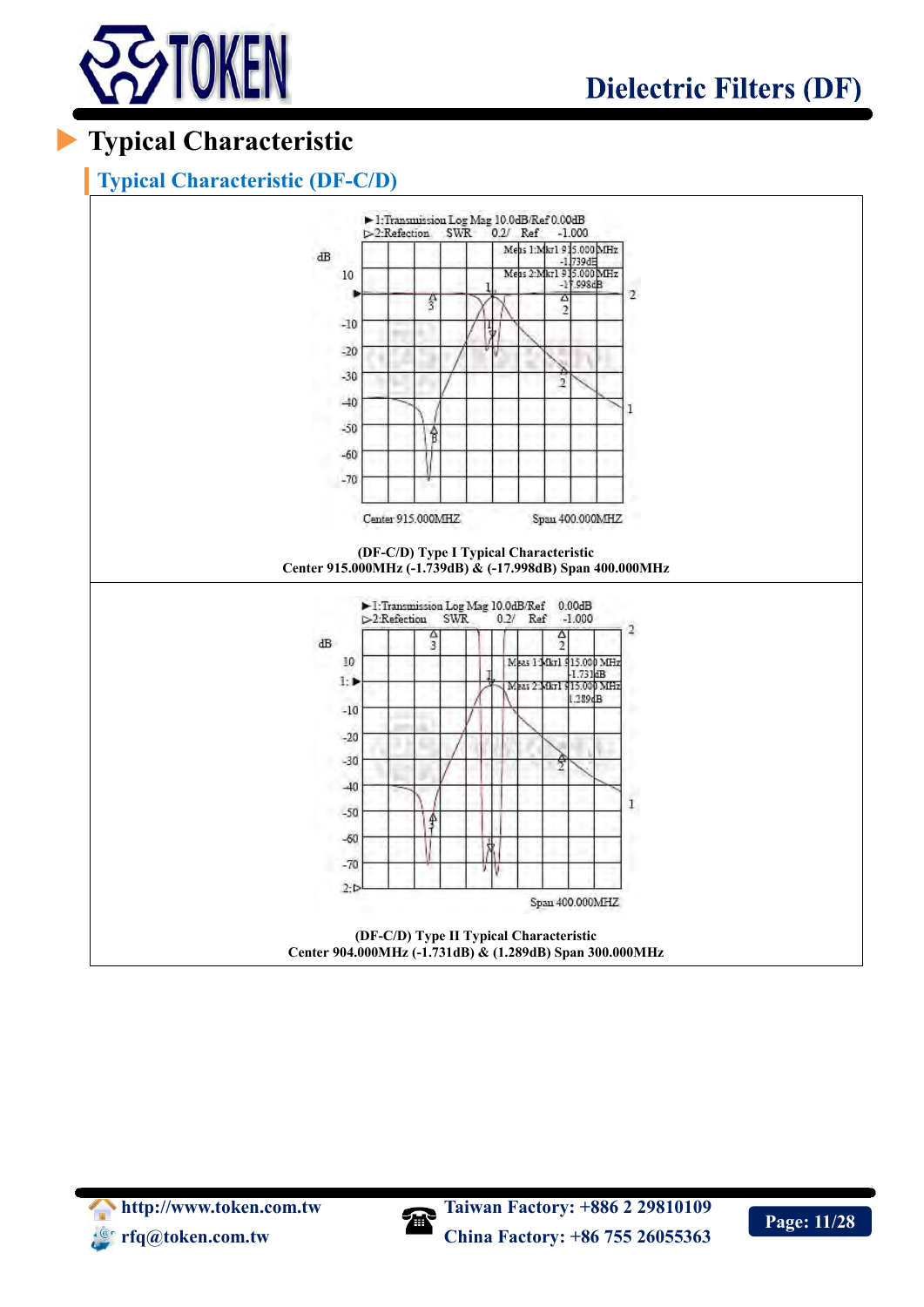# Typical Characteristic

## Typical Characteristic (DF-C/D)

(DF-C/D) Type I Typical Characteristic
Center 915.000MHz (-1.739dB) & (-17.998dB) Span 400.000MHz

(DF-C/D) Type II Typical Characteristic
Center 904.000MHz (-1.731dB) & (1.289dB) Span 300.000MHz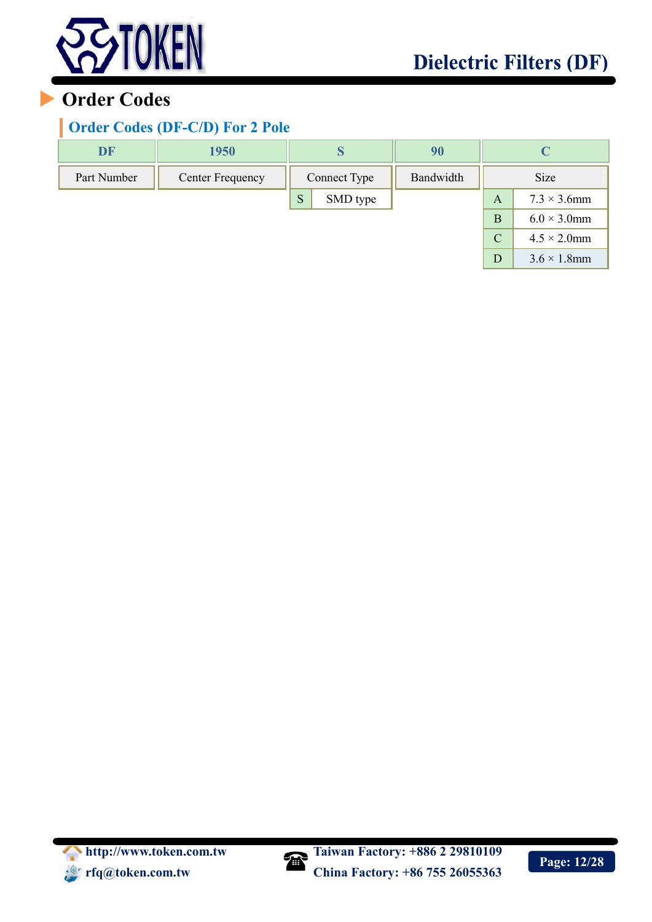# Order Codes

## Order Codes (DF-C/D) For 2 Pole

| DF | 1950 | S | | 90 | C | |
|---|---|---|---|---|---|---|
| Part Number | Center Frequency | Connect Type | | Bandwidth | Size | |
| | | S | SMD type | | A | 7.3 × 3.6mm |
| | | | | | B | 6.0 × 3.0mm |
| | | | | | C | 4.5 × 2.0mm |
| | | | | | D | 3.6 × 1.8mm |

http://www.token.com.tw
rfq@token.com.tw

Taiwan Factory: +886 2 29810109
China Factory: +86 755 26055363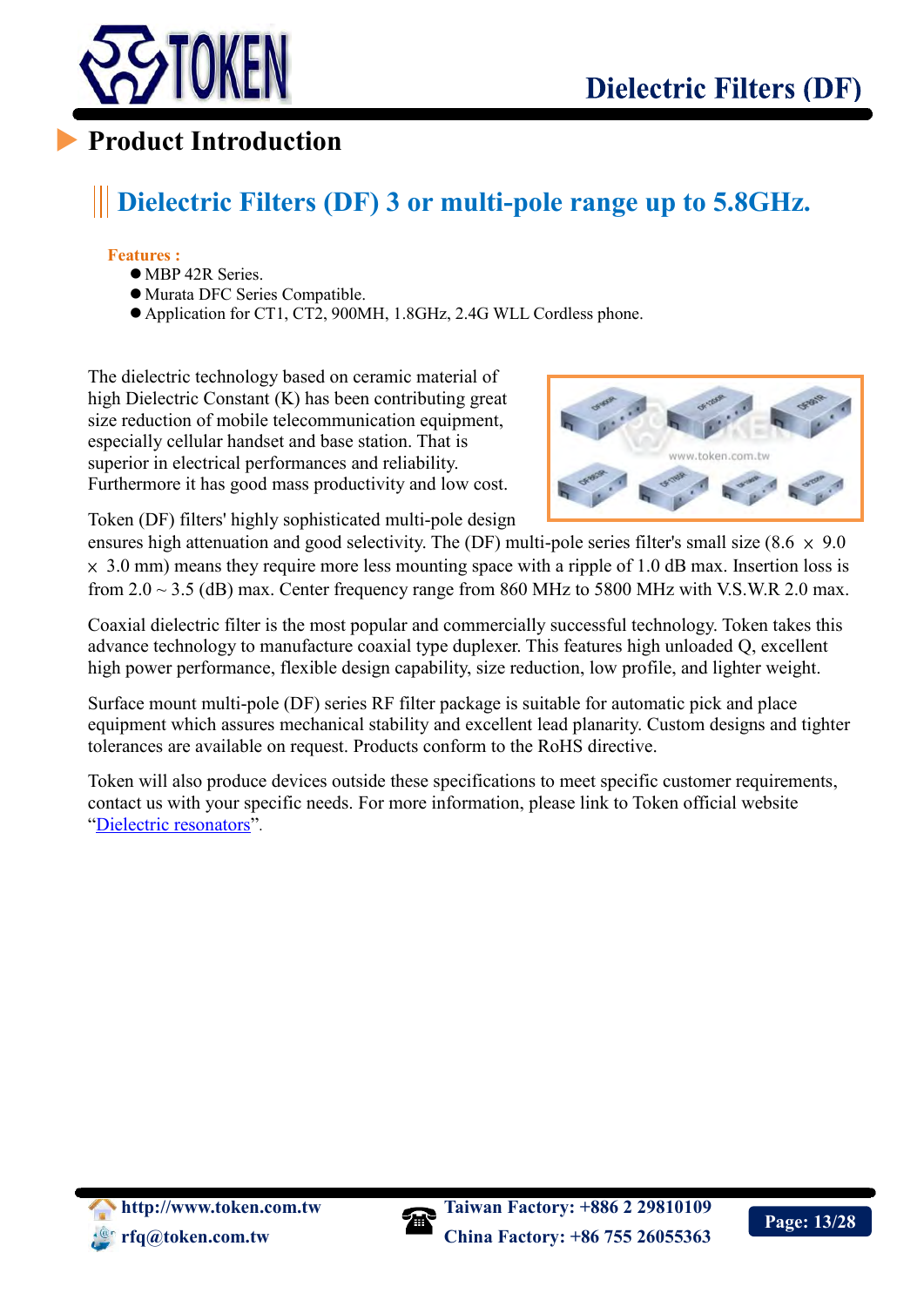## Product Introduction

### Dielectric Filters (DF) 3 or multi-pole range up to 5.8GHz.

**Features :**

- MBP 42R Series.
- Murata DFC Series Compatible.
- Application for CT1, CT2, 900MH, 1.8GHz, 2.4G WLL Cordless phone.

The dielectric technology based on ceramic material of high Dielectric Constant (K) has been contributing great size reduction of mobile telecommunication equipment, especially cellular handset and base station. That is superior in electrical performances and reliability. Furthermore it has good mass productivity and low cost.

Token (DF) filters' highly sophisticated multi-pole design ensures high attenuation and good selectivity. The (DF) multi-pole series filter's small size (8.6 × 9.0 × 3.0 mm) means they require more less mounting space with a ripple of 1.0 dB max. Insertion loss is from 2.0 ~ 3.5 (dB) max. Center frequency range from 860 MHz to 5800 MHz with V.S.W.R 2.0 max.

Coaxial dielectric filter is the most popular and commercially successful technology. Token takes this advance technology to manufacture coaxial type duplexer. This features high unloaded Q, excellent high power performance, flexible design capability, size reduction, low profile, and lighter weight.

Surface mount multi-pole (DF) series RF filter package is suitable for automatic pick and place equipment which assures mechanical stability and excellent lead planarity. Custom designs and tighter tolerances are available on request. Products conform to the RoHS directive.

Token will also produce devices outside these specifications to meet specific customer requirements, contact us with your specific needs. For more information, please link to Token official website "Dielectric resonators".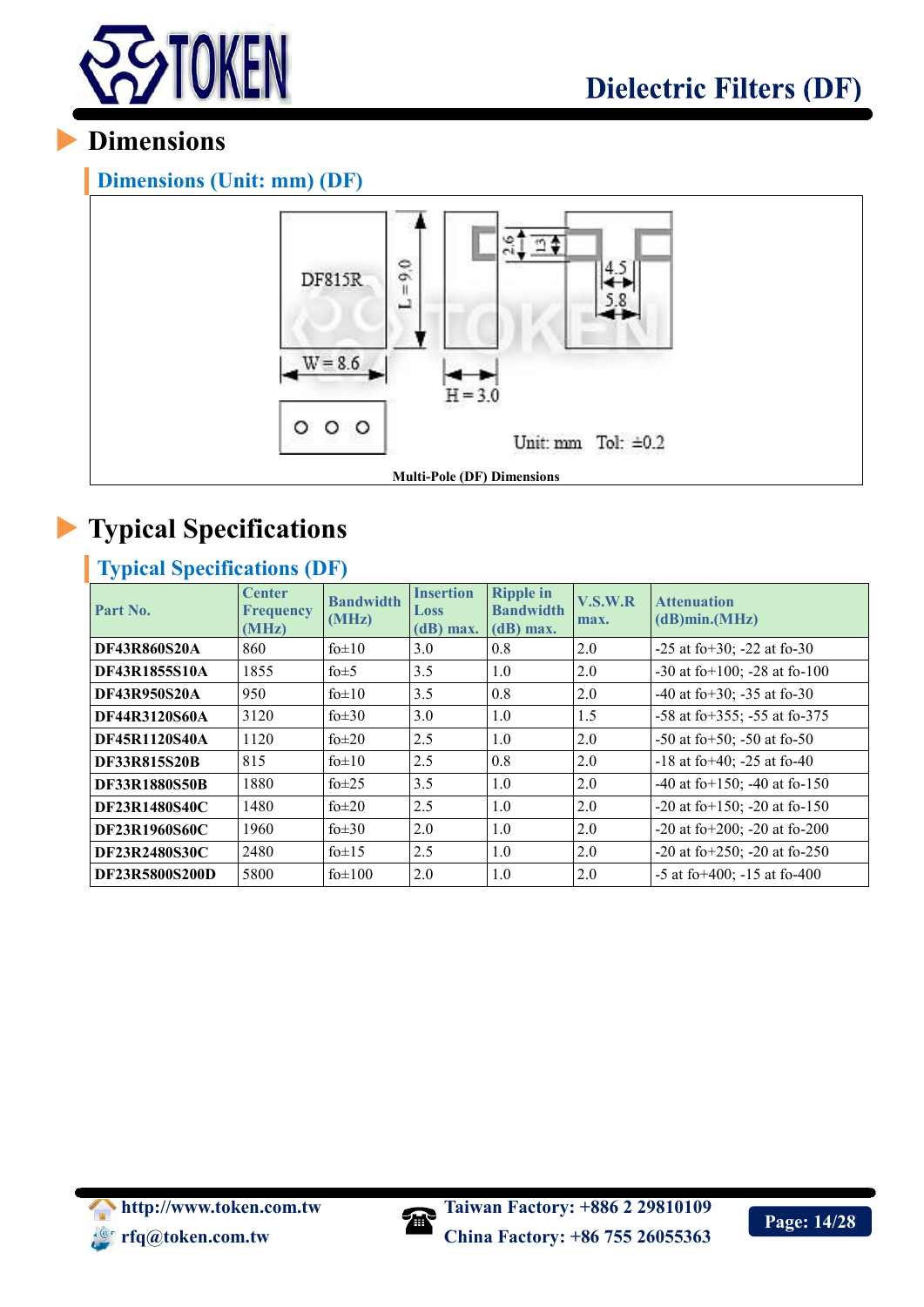# Dimensions

## Dimensions (Unit: mm) (DF)

DF815R

L = 9.0

W = 8.6

H = 3.0

2.6

1.3

4.5

5.8

Unit: mm Tol: ±0.2

**Multi-Pole (DF) Dimensions**

# Typical Specifications

## Typical Specifications (DF)

| Part No. | Center Frequency (MHz) | Bandwidth (MHz) | Insertion Loss (dB) max. | Ripple in Bandwidth (dB) max. | V.S.W.R max. | Attenuation (dB)min.(MHz) |
|---|---|---|---|---|---|---|
| **DF43R860S20A** | 860 | fo±10 | 3.0 | 0.8 | 2.0 | -25 at fo+30; -22 at fo-30 |
| **DF43R1855S10A** | 1855 | fo±5 | 3.5 | 1.0 | 2.0 | -30 at fo+100; -28 at fo-100 |
| **DF43R950S20A** | 950 | fo±10 | 3.5 | 0.8 | 2.0 | -40 at fo+30; -35 at fo-30 |
| **DF44R3120S60A** | 3120 | fo±30 | 3.0 | 1.0 | 1.5 | -58 at fo+355; -55 at fo-375 |
| **DF45R1120S40A** | 1120 | fo±20 | 2.5 | 1.0 | 2.0 | -50 at fo+50; -50 at fo-50 |
| **DF33R815S20B** | 815 | fo±10 | 2.5 | 0.8 | 2.0 | -18 at fo+40; -25 at fo-40 |
| **DF33R1880S50B** | 1880 | fo±25 | 3.5 | 1.0 | 2.0 | -40 at fo+150; -40 at fo-150 |
| **DF23R1480S40C** | 1480 | fo±20 | 2.5 | 1.0 | 2.0 | -20 at fo+150; -20 at fo-150 |
| **DF23R1960S60C** | 1960 | fo±30 | 2.0 | 1.0 | 2.0 | -20 at fo+200; -20 at fo-200 |
| **DF23R2480S30C** | 2480 | fo±15 | 2.5 | 1.0 | 2.0 | -20 at fo+250; -20 at fo-250 |
| **DF23R5800S200D** | 5800 | fo±100 | 2.0 | 1.0 | 2.0 | -5 at fo+400; -15 at fo-400 |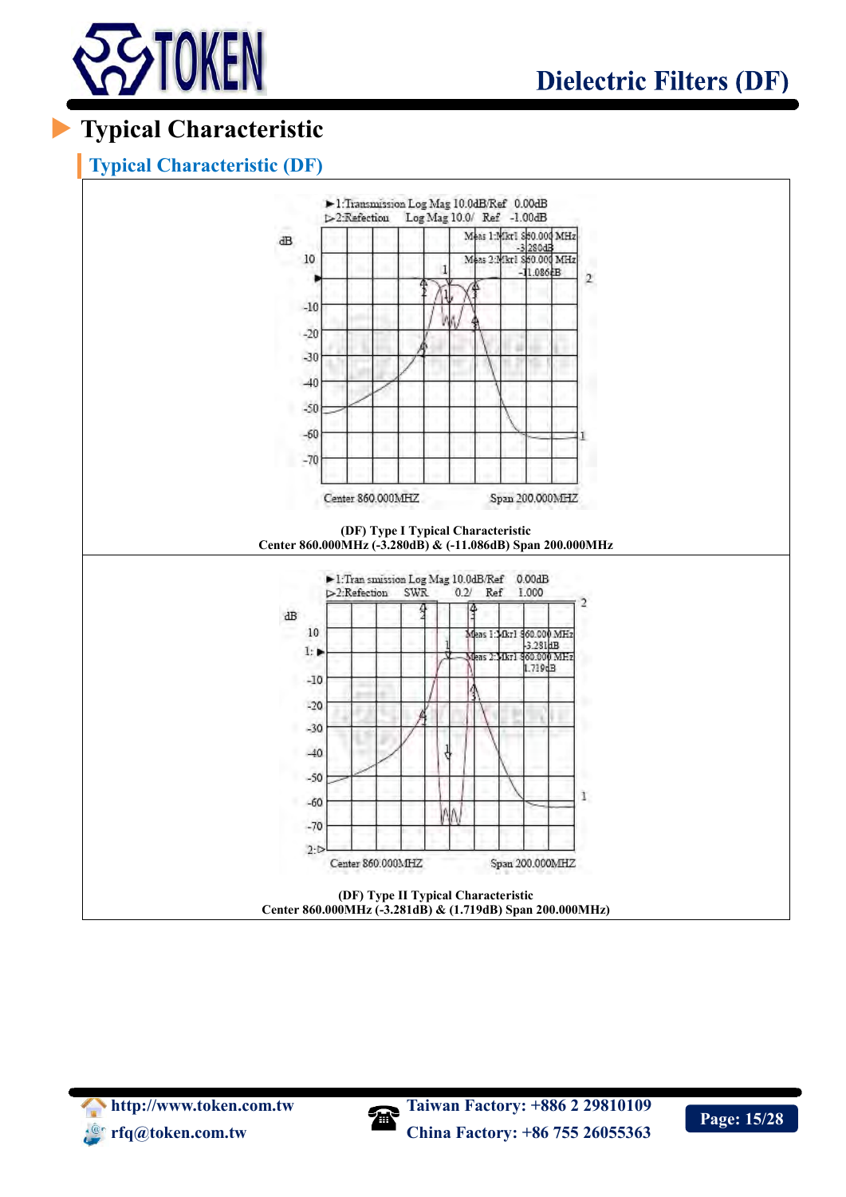# Typical Characteristic

## Typical Characteristic (DF)

(DF) Type I Typical Characteristic
Center 860.000MHz (-3.280dB) & (-11.086dB) Span 200.000MHz

(DF) Type II Typical Characteristic
Center 860.000MHz (-3.281dB) & (1.719dB) Span 200.000MHz)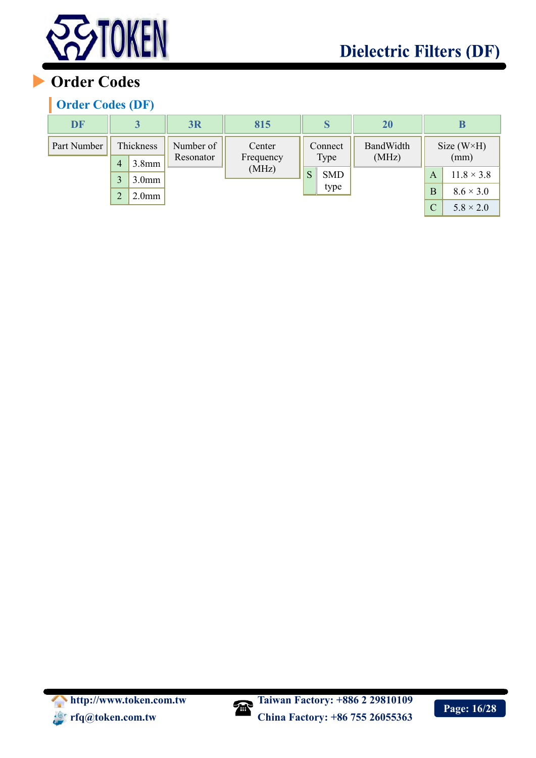# Order Codes

## Order Codes (DF)

| DF | 3 | 3R | 815 | S | 20 | B |
|---|---|---|---|---|---|---|
| Part Number | Thickness | Number of Resonator | Center Frequency (MHz) | Connect Type | BandWidth (MHz) | Size (W×H) (mm) |
| | 4: 3.8mm | | | S: SMD type | | A: 11.8 × 3.8 |
| | 3: 3.0mm | | | | | B: 8.6 × 3.0 |
| | 2: 2.0mm | | | | | C: 5.8 × 2.0 |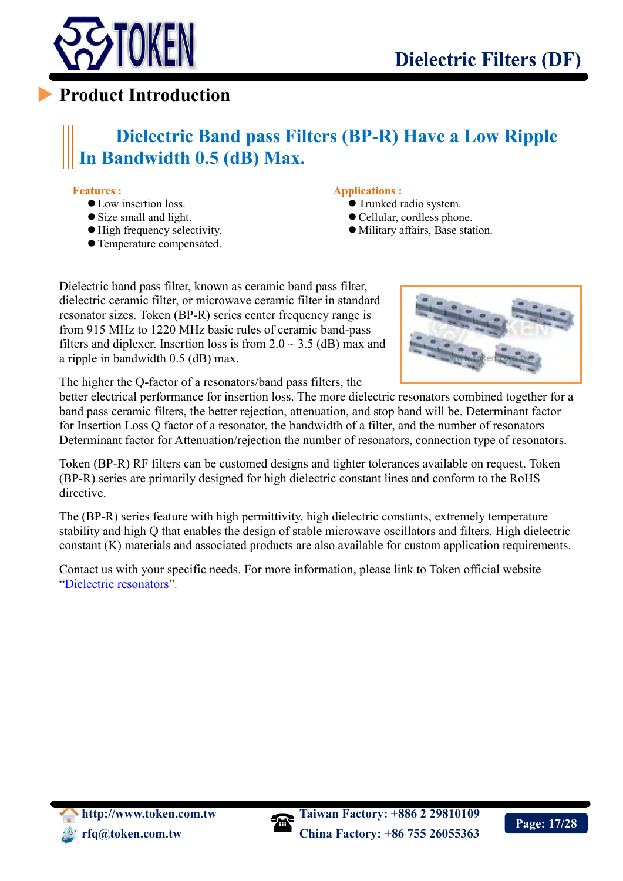## Product Introduction

### Dielectric Band pass Filters (BP-R) Have a Low Ripple In Bandwidth 0.5 (dB) Max.

**Features :**

- Low insertion loss.
- Size small and light.
- High frequency selectivity.
- Temperature compensated.

**Applications :**

- Trunked radio system.
- Cellular, cordless phone.
- Military affairs, Base station.

Dielectric band pass filter, known as ceramic band pass filter, dielectric ceramic filter, or microwave ceramic filter in standard resonator sizes. Token (BP-R) series center frequency range is from 915 MHz to 1220 MHz basic rules of ceramic band-pass filters and diplexer. Insertion loss is from 2.0 ~ 3.5 (dB) max and a ripple in bandwidth 0.5 (dB) max.

The higher the Q-factor of a resonators/band pass filters, the better electrical performance for insertion loss. The more dielectric resonators combined together for a band pass ceramic filters, the better rejection, attenuation, and stop band will be. Determinant factor for Insertion Loss Q factor of a resonator, the bandwidth of a filter, and the number of resonators Determinant factor for Attenuation/rejection the number of resonators, connection type of resonators.

Token (BP-R) RF filters can be customed designs and tighter tolerances available on request. Token (BP-R) series are primarily designed for high dielectric constant lines and conform to the RoHS directive.

The (BP-R) series feature with high permittivity, high dielectric constants, extremely temperature stability and high Q that enables the design of stable microwave oscillators and filters. High dielectric constant (K) materials and associated products are also available for custom application requirements.

Contact us with your specific needs. For more information, please link to Token official website "Dielectric resonators".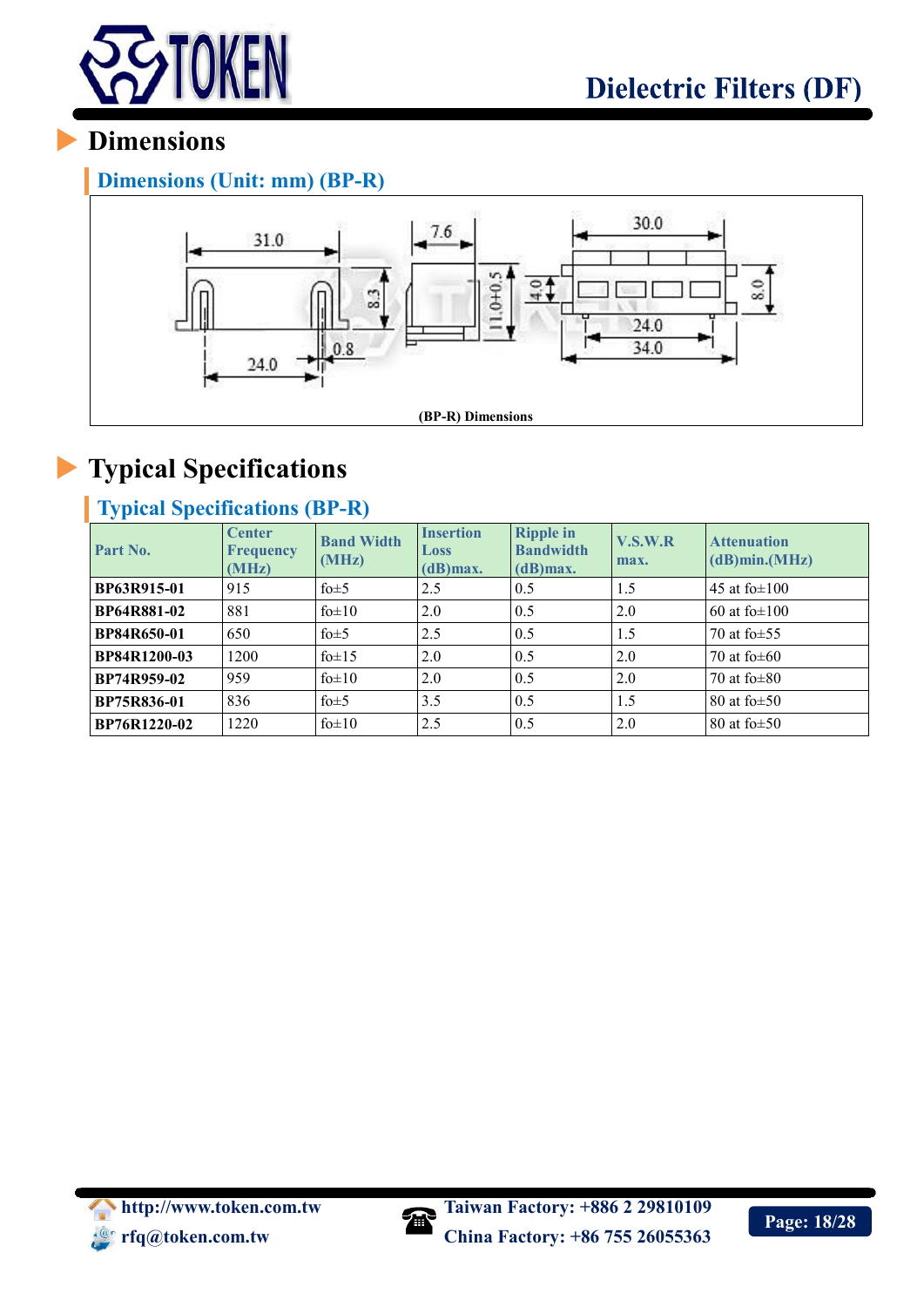# Dimensions

## Dimensions (Unit: mm) (BP-R)

(BP-R) Dimensions

# Typical Specifications

## Typical Specifications (BP-R)

| Part No. | Center Frequency (MHz) | Band Width (MHz) | Insertion Loss (dB)max. | Ripple in Bandwidth (dB)max. | V.S.W.R max. | Attenuation (dB)min.(MHz) |
|---|---|---|---|---|---|---|
| BP63R915-01 | 915 | fo±5 | 2.5 | 0.5 | 1.5 | 45 at fo±100 |
| BP64R881-02 | 881 | fo±10 | 2.0 | 0.5 | 2.0 | 60 at fo±100 |
| BP84R650-01 | 650 | fo±5 | 2.5 | 0.5 | 1.5 | 70 at fo±55 |
| BP84R1200-03 | 1200 | fo±15 | 2.0 | 0.5 | 2.0 | 70 at fo±60 |
| BP74R959-02 | 959 | fo±10 | 2.0 | 0.5 | 2.0 | 70 at fo±80 |
| BP75R836-01 | 836 | fo±5 | 3.5 | 0.5 | 1.5 | 80 at fo±50 |
| BP76R1220-02 | 1220 | fo±10 | 2.5 | 0.5 | 2.0 | 80 at fo±50 |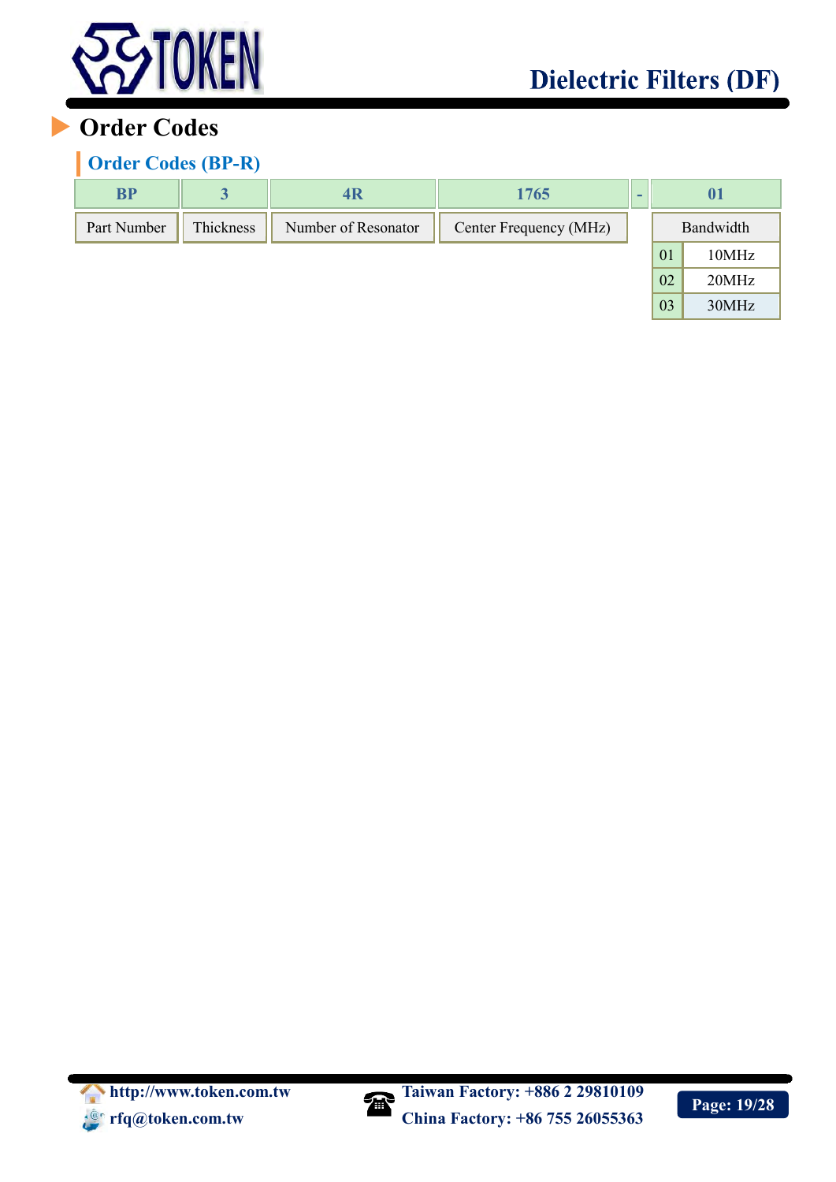## Order Codes

### Order Codes (BP-R)

| BP | 3 | 4R | 1765 | - | 01 |
|---|---|---|---|---|---|
| Part Number | Thickness | Number of Resonator | Center Frequency (MHz) | | Bandwidth |

| Code | Bandwidth |
|---|---|
| 01 | 10MHz |
| 02 | 20MHz |
| 03 | 30MHz |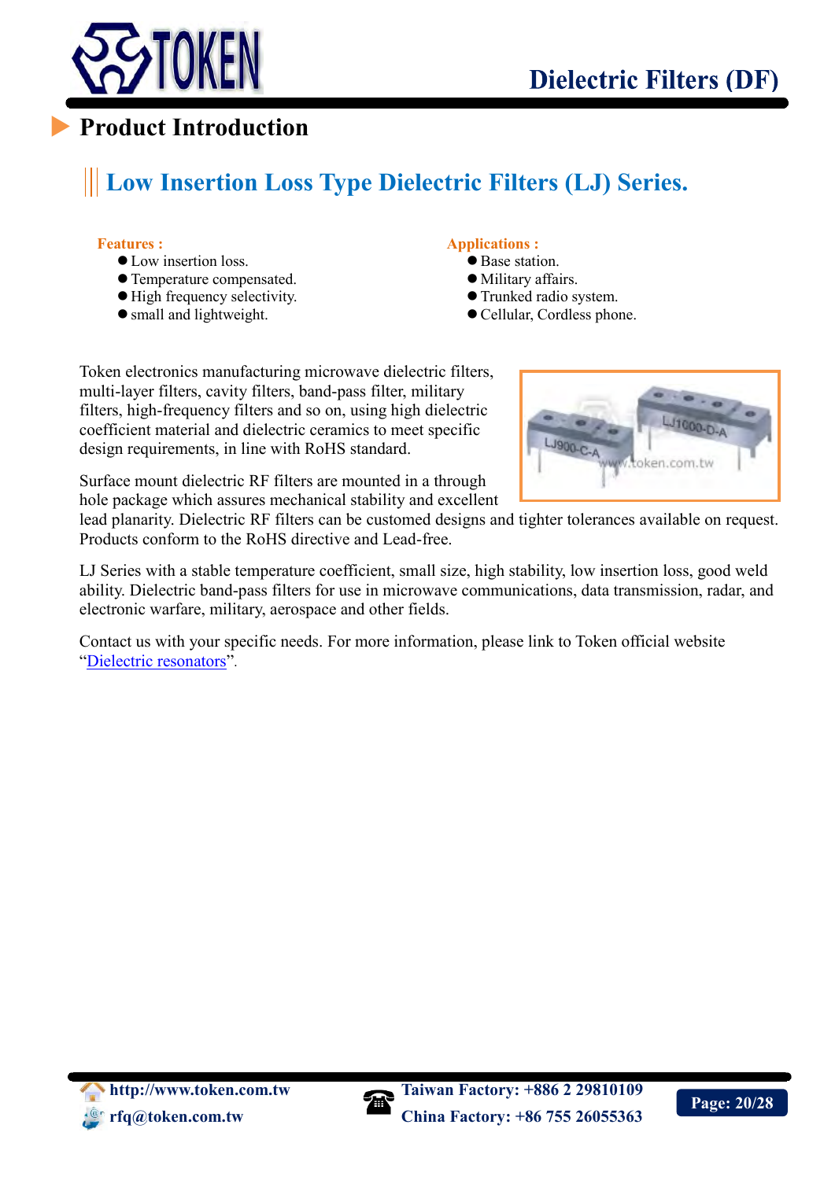## Product Introduction

### Low Insertion Loss Type Dielectric Filters (LJ) Series.

**Features :**

- Low insertion loss.
- Temperature compensated.
- High frequency selectivity.
- small and lightweight.

**Applications :**

- Base station.
- Military affairs.
- Trunked radio system.
- Cellular, Cordless phone.

Token electronics manufacturing microwave dielectric filters, multi-layer filters, cavity filters, band-pass filter, military filters, high-frequency filters and so on, using high dielectric coefficient material and dielectric ceramics to meet specific design requirements, in line with RoHS standard.

Surface mount dielectric RF filters are mounted in a through hole package which assures mechanical stability and excellent lead planarity. Dielectric RF filters can be customed designs and tighter tolerances available on request. Products conform to the RoHS directive and Lead-free.

LJ Series with a stable temperature coefficient, small size, high stability, low insertion loss, good weld ability. Dielectric band-pass filters for use in microwave communications, data transmission, radar, and electronic warfare, military, aerospace and other fields.

Contact us with your specific needs. For more information, please link to Token official website "Dielectric resonators".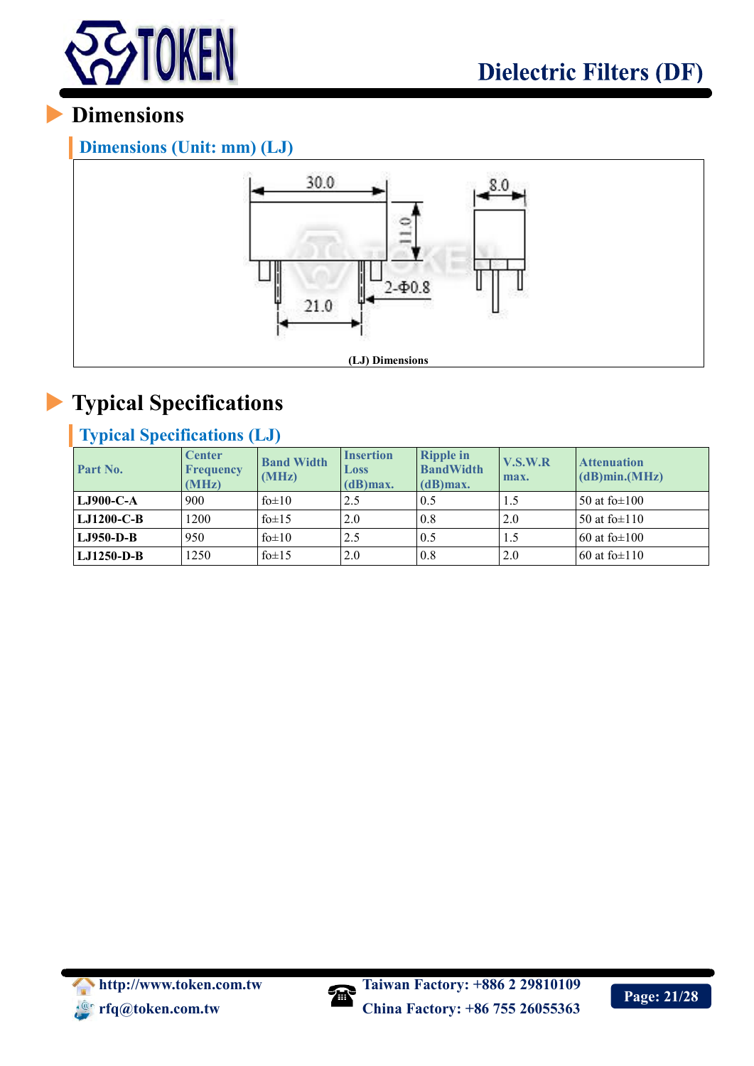# Dielectric Filters (DF)

## Dimensions

### Dimensions (Unit: mm) (LJ)

30.0

8.0

11.0

2-Φ0.8

21.0

(LJ) Dimensions

## Typical Specifications

### Typical Specifications (LJ)

| Part No. | Center Frequency (MHz) | Band Width (MHz) | Insertion Loss (dB)max. | Ripple in BandWidth (dB)max. | V.S.W.R max. | Attenuation (dB)min.(MHz) |
|---|---|---|---|---|---|---|
| **LJ900-C-A** | 900 | fo±10 | 2.5 | 0.5 | 1.5 | 50 at fo±100 |
| **LJ1200-C-B** | 1200 | fo±15 | 2.0 | 0.8 | 2.0 | 50 at fo±110 |
| **LJ950-D-B** | 950 | fo±10 | 2.5 | 0.5 | 1.5 | 60 at fo±100 |
| **LJ1250-D-B** | 1250 | fo±15 | 2.0 | 0.8 | 2.0 | 60 at fo±110 |

http://www.token.com.tw
rfq@token.com.tw
Taiwan Factory: +886 2 29810109
China Factory: +86 755 26055363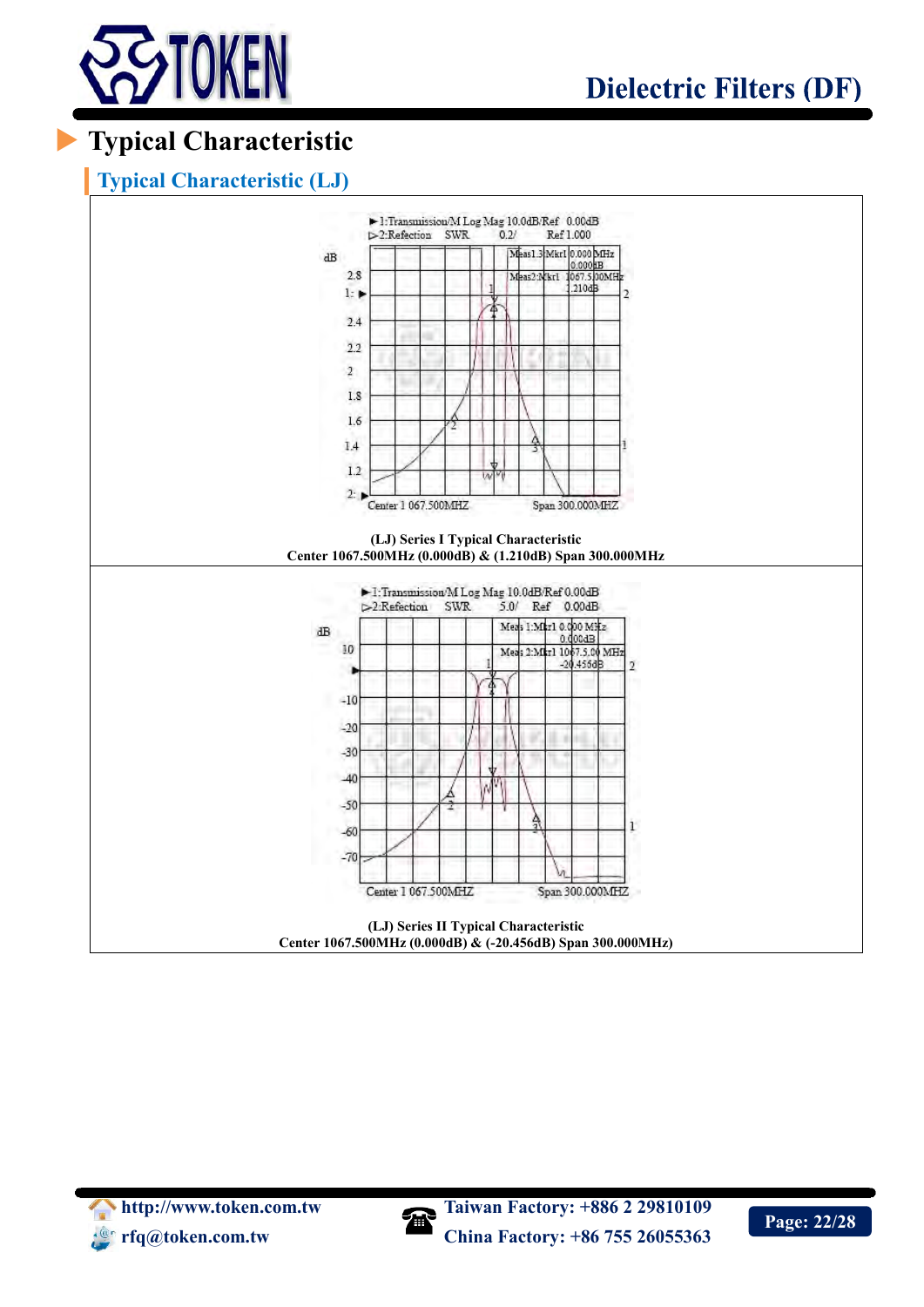## Typical Characteristic

### Typical Characteristic (LJ)

(LJ) Series I Typical Characteristic
Center 1067.500MHz (0.000dB) & (1.210dB) Span 300.000MHz

(LJ) Series II Typical Characteristic
Center 1067.500MHz (0.000dB) & (-20.456dB) Span 300.000MHz)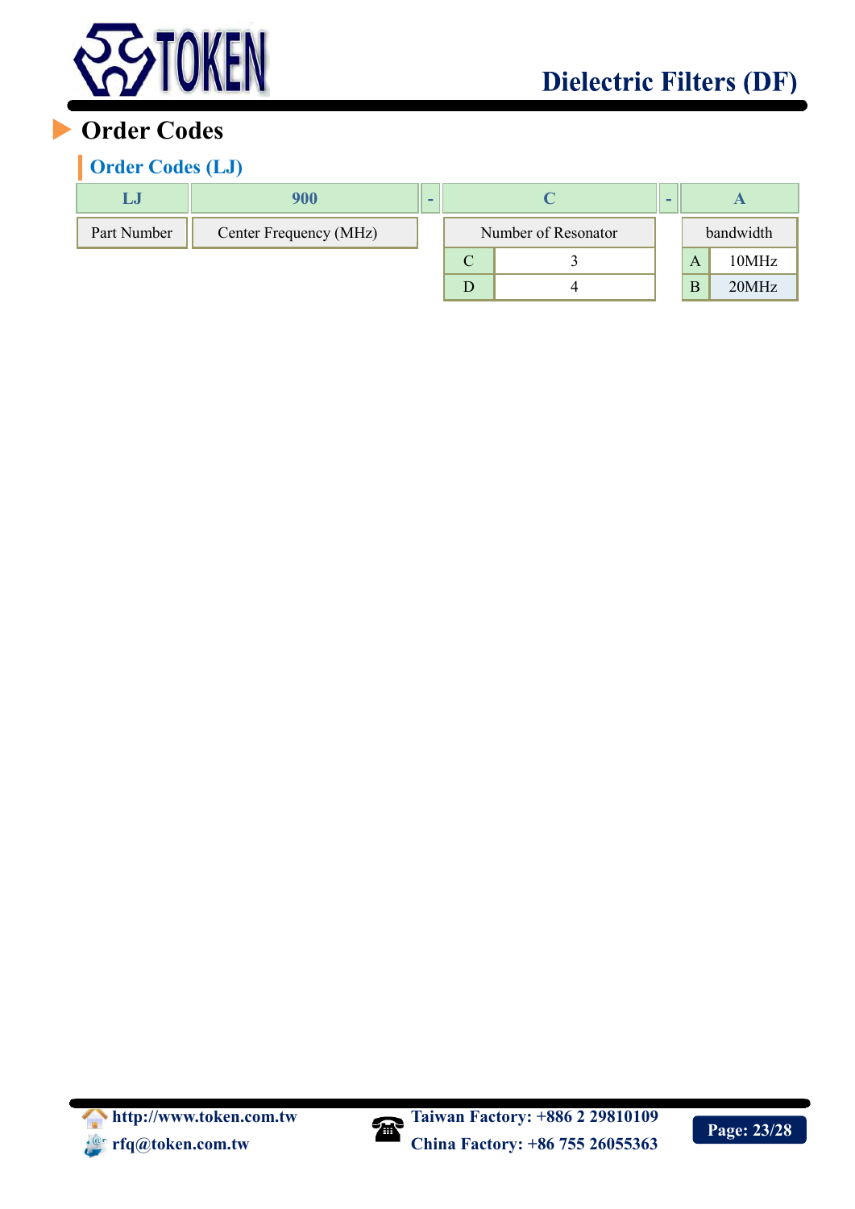## Order Codes

### Order Codes (LJ)

| LJ | 900 | - | C | | - | A | |
|---|---|---|---|---|---|---|---|
| Part Number | Center Frequency (MHz) | | Number of Resonator | | | bandwidth | |
| | | | C | 3 | | A | 10MHz |
| | | | D | 4 | | B | 20MHz |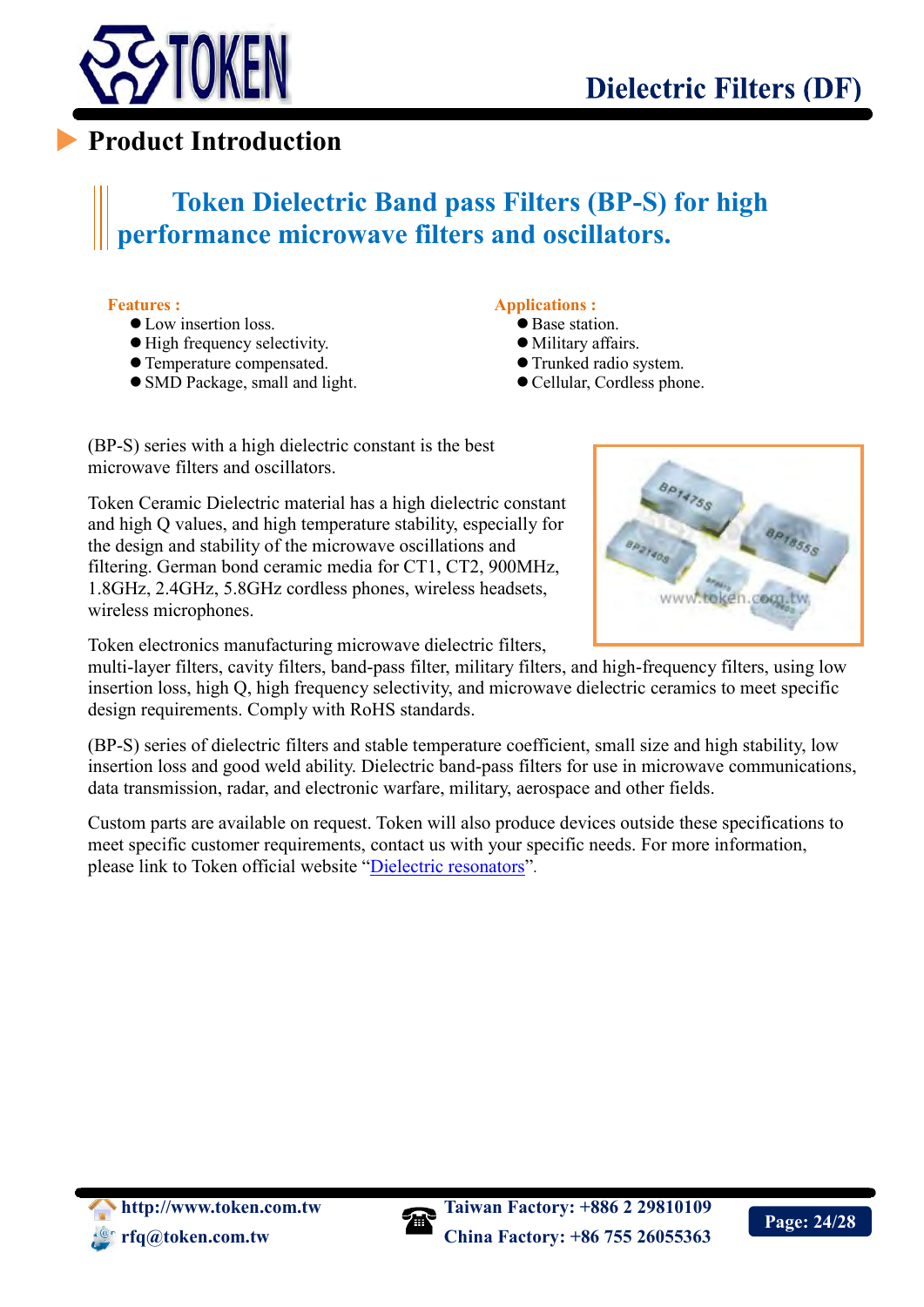# Dielectric Filters (DF)

## Product Introduction

### Token Dielectric Band pass Filters (BP-S) for high performance microwave filters and oscillators.

**Features :**

- Low insertion loss.
- High frequency selectivity.
- Temperature compensated.
- SMD Package, small and light.

**Applications :**

- Base station.
- Military affairs.
- Trunked radio system.
- Cellular, Cordless phone.

(BP-S) series with a high dielectric constant is the best microwave filters and oscillators.

Token Ceramic Dielectric material has a high dielectric constant and high Q values, and high temperature stability, especially for the design and stability of the microwave oscillations and filtering. German bond ceramic media for CT1, CT2, 900MHz, 1.8GHz, 2.4GHz, 5.8GHz cordless phones, wireless headsets, wireless microphones.

Token electronics manufacturing microwave dielectric filters, multi-layer filters, cavity filters, band-pass filter, military filters, and high-frequency filters, using low insertion loss, high Q, high frequency selectivity, and microwave dielectric ceramics to meet specific design requirements. Comply with RoHS standards.

(BP-S) series of dielectric filters and stable temperature coefficient, small size and high stability, low insertion loss and good weld ability. Dielectric band-pass filters for use in microwave communications, data transmission, radar, and electronic warfare, military, aerospace and other fields.

Custom parts are available on request. Token will also produce devices outside these specifications to meet specific customer requirements, contact us with your specific needs. For more information, please link to Token official website "Dielectric resonators".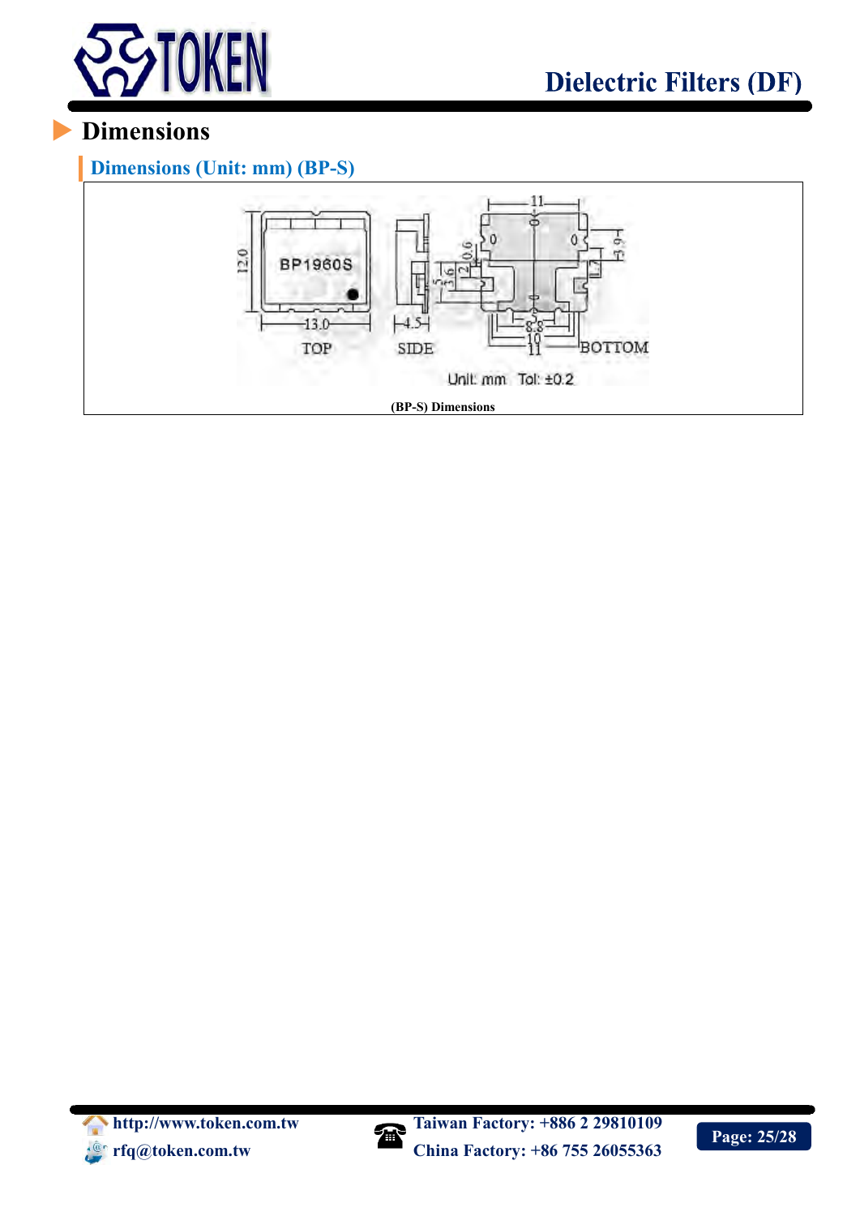## Dimensions

### Dimensions (Unit: mm) (BP-S)

(BP-S) Dimensions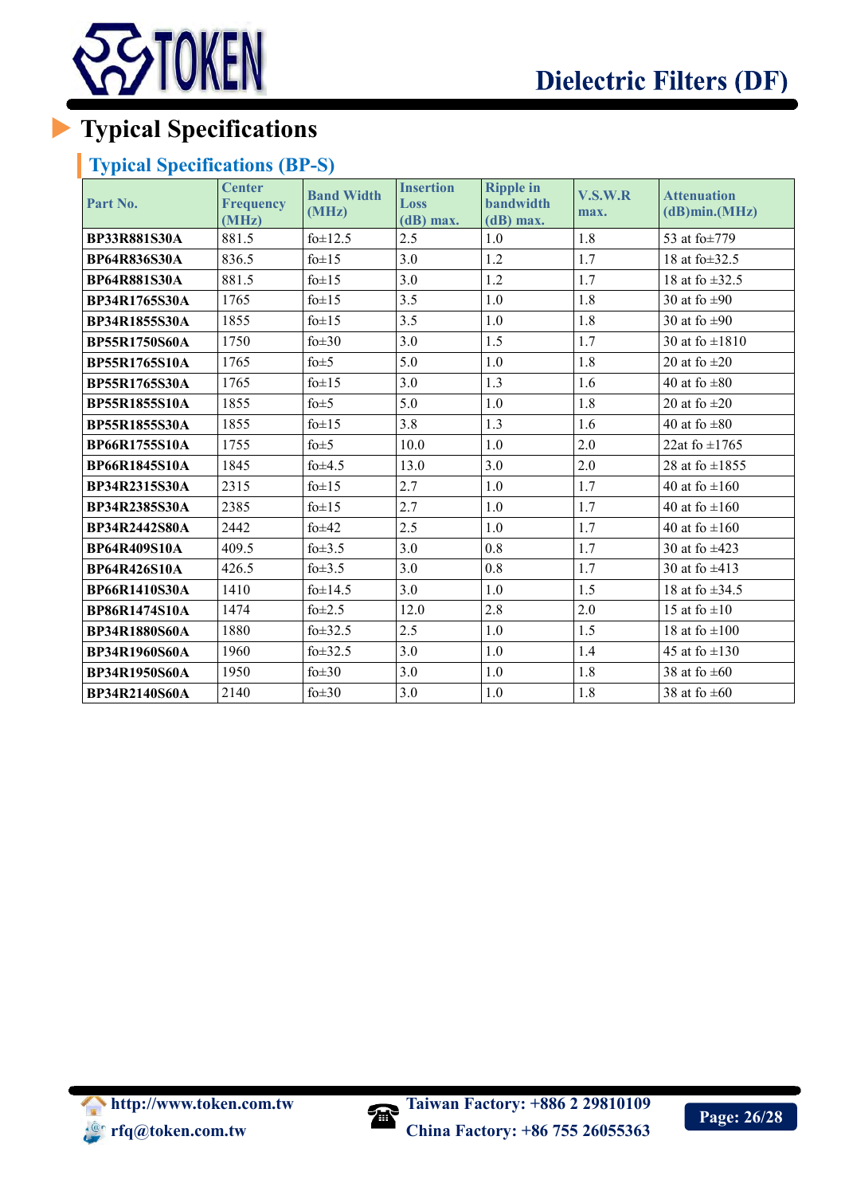# Typical Specifications

## Typical Specifications (BP-S)

| Part No. | Center Frequency (MHz) | Band Width (MHz) | Insertion Loss (dB) max. | Ripple in bandwidth (dB) max. | V.S.W.R max. | Attenuation (dB)min.(MHz) |
|---|---|---|---|---|---|---|
| **BP33R881S30A** | 881.5 | fo±12.5 | 2.5 | 1.0 | 1.8 | 53 at fo±779 |
| **BP64R836S30A** | 836.5 | fo±15 | 3.0 | 1.2 | 1.7 | 18 at fo±32.5 |
| **BP64R881S30A** | 881.5 | fo±15 | 3.0 | 1.2 | 1.7 | 18 at fo ±32.5 |
| **BP34R1765S30A** | 1765 | fo±15 | 3.5 | 1.0 | 1.8 | 30 at fo ±90 |
| **BP34R1855S30A** | 1855 | fo±15 | 3.5 | 1.0 | 1.8 | 30 at fo ±90 |
| **BP55R1750S60A** | 1750 | fo±30 | 3.0 | 1.5 | 1.7 | 30 at fo ±1810 |
| **BP55R1765S10A** | 1765 | fo±5 | 5.0 | 1.0 | 1.8 | 20 at fo ±20 |
| **BP55R1765S30A** | 1765 | fo±15 | 3.0 | 1.3 | 1.6 | 40 at fo ±80 |
| **BP55R1855S10A** | 1855 | fo±5 | 5.0 | 1.0 | 1.8 | 20 at fo ±20 |
| **BP55R1855S30A** | 1855 | fo±15 | 3.8 | 1.3 | 1.6 | 40 at fo ±80 |
| **BP66R1755S10A** | 1755 | fo±5 | 10.0 | 1.0 | 2.0 | 22at fo ±1765 |
| **BP66R1845S10A** | 1845 | fo±4.5 | 13.0 | 3.0 | 2.0 | 28 at fo ±1855 |
| **BP34R2315S30A** | 2315 | fo±15 | 2.7 | 1.0 | 1.7 | 40 at fo ±160 |
| **BP34R2385S30A** | 2385 | fo±15 | 2.7 | 1.0 | 1.7 | 40 at fo ±160 |
| **BP34R2442S80A** | 2442 | fo±42 | 2.5 | 1.0 | 1.7 | 40 at fo ±160 |
| **BP64R409S10A** | 409.5 | fo±3.5 | 3.0 | 0.8 | 1.7 | 30 at fo ±423 |
| **BP64R426S10A** | 426.5 | fo±3.5 | 3.0 | 0.8 | 1.7 | 30 at fo ±413 |
| **BP66R1410S30A** | 1410 | fo±14.5 | 3.0 | 1.0 | 1.5 | 18 at fo ±34.5 |
| **BP86R1474S10A** | 1474 | fo±2.5 | 12.0 | 2.8 | 2.0 | 15 at fo ±10 |
| **BP34R1880S60A** | 1880 | fo±32.5 | 2.5 | 1.0 | 1.5 | 18 at fo ±100 |
| **BP34R1960S60A** | 1960 | fo±32.5 | 3.0 | 1.0 | 1.4 | 45 at fo ±130 |
| **BP34R1950S60A** | 1950 | fo±30 | 3.0 | 1.0 | 1.8 | 38 at fo ±60 |
| **BP34R2140S60A** | 2140 | fo±30 | 3.0 | 1.0 | 1.8 | 38 at fo ±60 |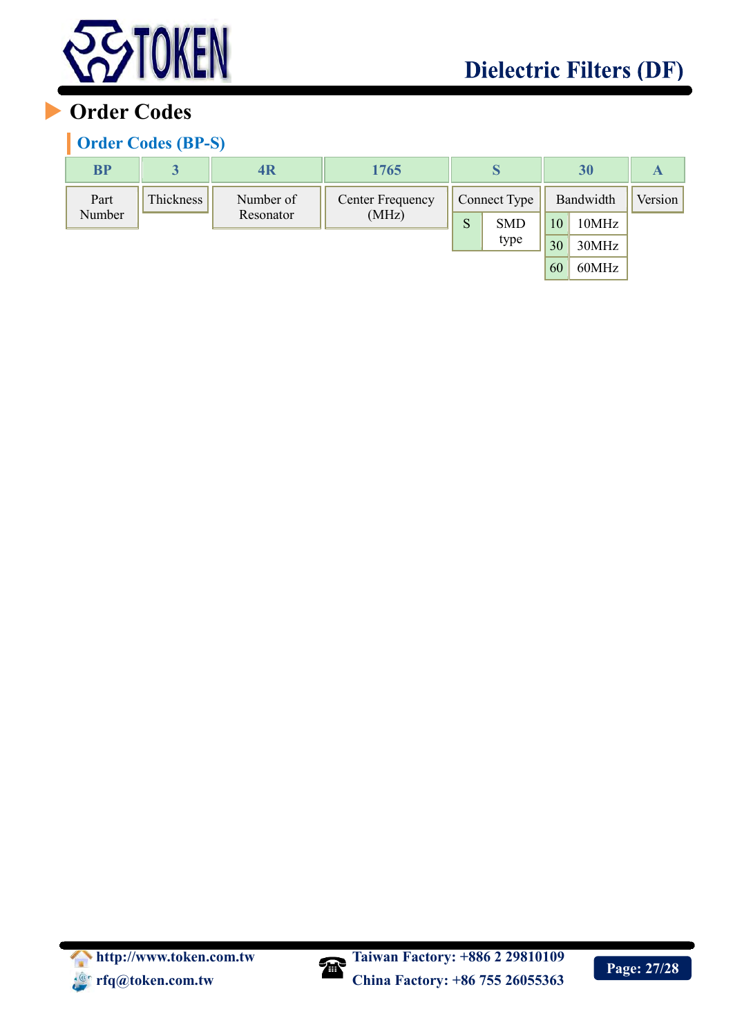## Order Codes

### Order Codes (BP-S)

| BP | 3 | 4R | 1765 | S | 30 | A |
|---|---|---|---|---|---|---|
| Part Number | Thickness | Number of Resonator | Center Frequency (MHz) | Connect Type | Bandwidth | Version |
| | | | | S: SMD type | 10: 10MHz | |
| | | | | | 30: 30MHz | |
| | | | | | 60: 60MHz | |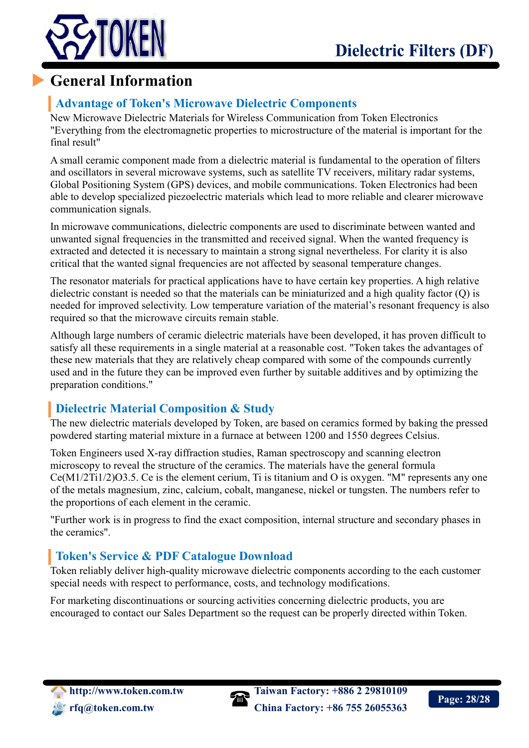# General Information

## Advantage of Token's Microwave Dielectric Components

New Microwave Dielectric Materials for Wireless Communication from Token Electronics
"Everything from the electromagnetic properties to microstructure of the material is important for the final result"

A small ceramic component made from a dielectric material is fundamental to the operation of filters and oscillators in several microwave systems, such as satellite TV receivers, military radar systems, Global Positioning System (GPS) devices, and mobile communications. Token Electronics had been able to develop specialized piezoelectric materials which lead to more reliable and clearer microwave communication signals.

In microwave communications, dielectric components are used to discriminate between wanted and unwanted signal frequencies in the transmitted and received signal. When the wanted frequency is extracted and detected it is necessary to maintain a strong signal nevertheless. For clarity it is also critical that the wanted signal frequencies are not affected by seasonal temperature changes.

The resonator materials for practical applications have to have certain key properties. A high relative dielectric constant is needed so that the materials can be miniaturized and a high quality factor (Q) is needed for improved selectivity. Low temperature variation of the material's resonant frequency is also required so that the microwave circuits remain stable.

Although large numbers of ceramic dielectric materials have been developed, it has proven difficult to satisfy all these requirements in a single material at a reasonable cost. "Token takes the advantages of these new materials that they are relatively cheap compared with some of the compounds currently used and in the future they can be improved even further by suitable additives and by optimizing the preparation conditions."

## Dielectric Material Composition & Study

The new dielectric materials developed by Token, are based on ceramics formed by baking the pressed powdered starting material mixture in a furnace at between 1200 and 1550 degrees Celsius.

Token Engineers used X-ray diffraction studies, Raman spectroscopy and scanning electron microscopy to reveal the structure of the ceramics. The materials have the general formula $Ce(M_{1/2}Ti_{1/2})O_{3.5}$. Ce is the element cerium, Ti is titanium and O is oxygen. "M" represents any one of the metals magnesium, zinc, calcium, cobalt, manganese, nickel or tungsten. The numbers refer to the proportions of each element in the ceramic.

"Further work is in progress to find the exact composition, internal structure and secondary phases in the ceramics".

## Token's Service & PDF Catalogue Download

Token reliably deliver high-quality microwave dielectric components according to the each customer special needs with respect to performance, costs, and technology modifications.

For marketing discontinuations or sourcing activities concerning dielectric products, you are encouraged to contact our Sales Department so the request can be properly directed within Token.